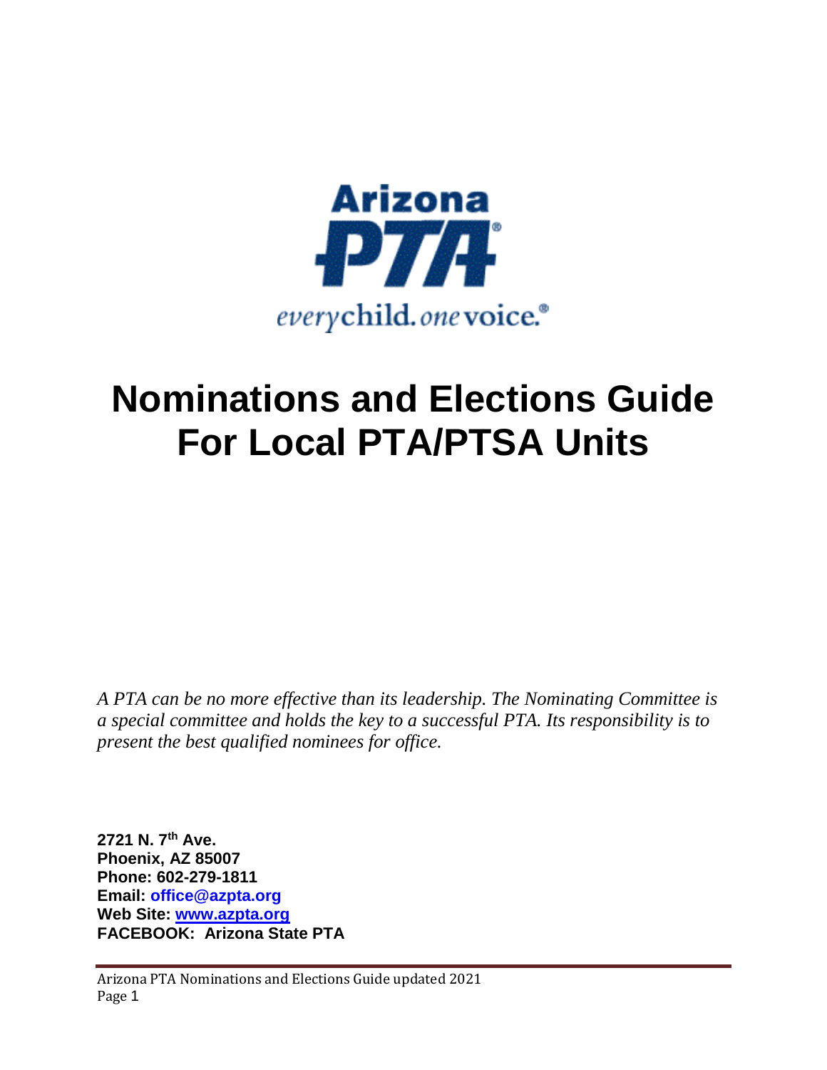Arizona PTA

everychild. one voice.

# Nominations and Elections Guide For Local PTA/PTSA Units

*A PTA can be no more effective than its leadership. The Nominating Committee is a special committee and holds the key to a successful PTA. Its responsibility is to present the best qualified nominees for office.*

**2721 N. 7th Ave.**
**Phoenix, AZ 85007**
**Phone: 602-279-1811**
**Email: office@azpta.org**
**Web Site: www.azpta.org**
**FACEBOOK: Arizona State PTA**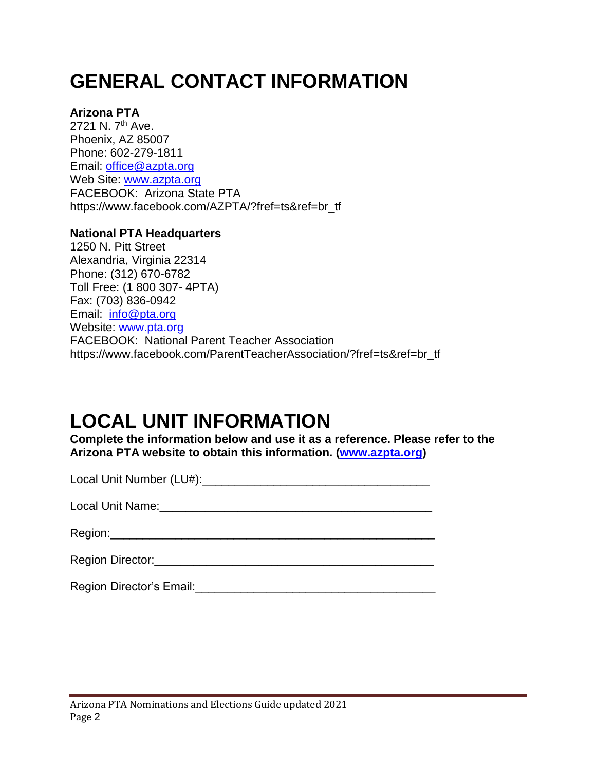# GENERAL CONTACT INFORMATION

**Arizona PTA**
2721 N. 7th Ave.
Phoenix, AZ 85007
Phone: 602-279-1811
Email: office@azpta.org
Web Site: www.azpta.org
FACEBOOK: Arizona State PTA
https://www.facebook.com/AZPTA/?fref=ts&ref=br_tf

**National PTA Headquarters**
1250 N. Pitt Street
Alexandria, Virginia 22314
Phone: (312) 670-6782
Toll Free: (1 800 307- 4PTA)
Fax: (703) 836-0942
Email: info@pta.org
Website: www.pta.org
FACEBOOK: National Parent Teacher Association
https://www.facebook.com/ParentTeacherAssociation/?fref=ts&ref=br_tf

# LOCAL UNIT INFORMATION

**Complete the information below and use it as a reference. Please refer to the Arizona PTA website to obtain this information. (www.azpta.org)**

Local Unit Number (LU#):___________________________________

Local Unit Name:_________________________________________

Region:__________________________________________________

Region Director:__________________________________________

Region Director's Email:____________________________________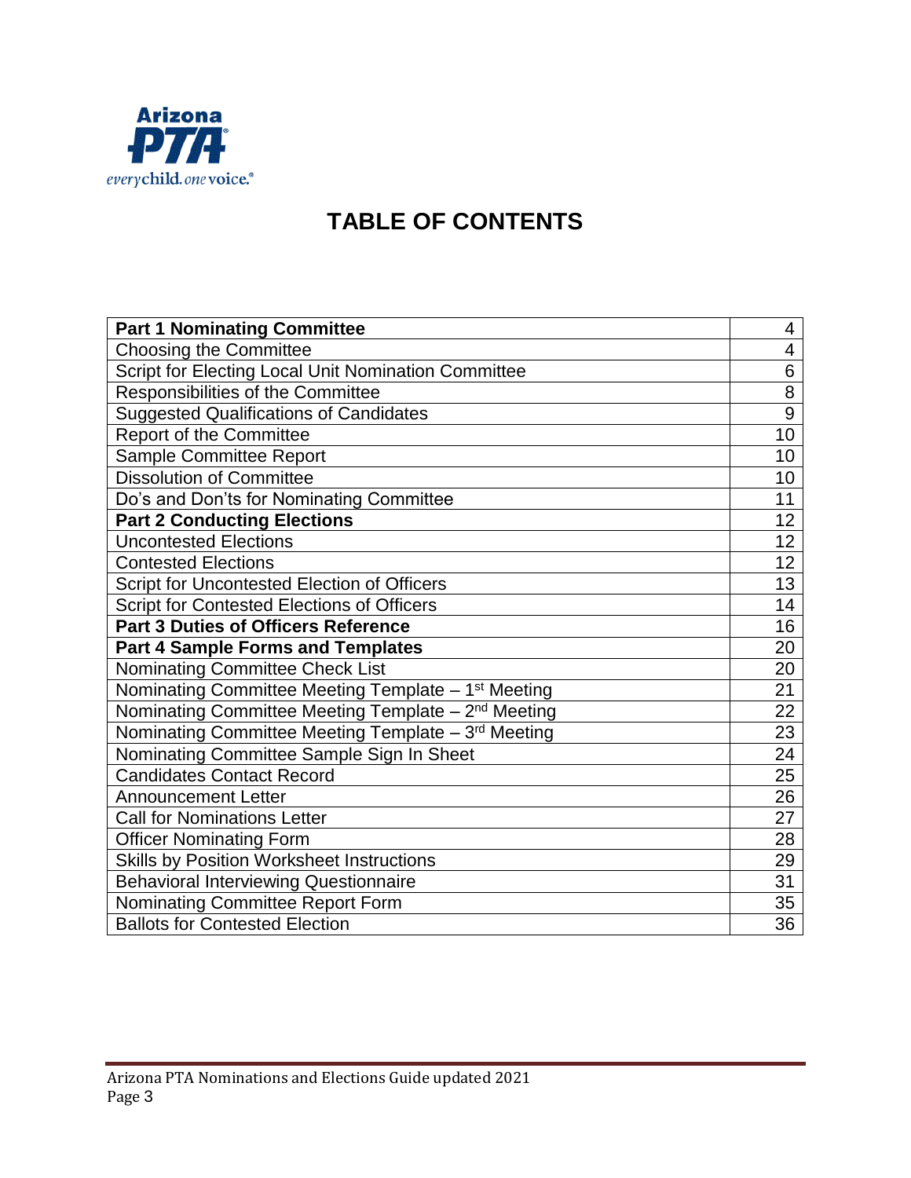# TABLE OF CONTENTS

| | |
|---|---|
| **Part 1 Nominating Committee** | 4 |
| Choosing the Committee | 4 |
| Script for Electing Local Unit Nomination Committee | 6 |
| Responsibilities of the Committee | 8 |
| Suggested Qualifications of Candidates | 9 |
| Report of the Committee | 10 |
| Sample Committee Report | 10 |
| Dissolution of Committee | 10 |
| Do's and Don'ts for Nominating Committee | 11 |
| **Part 2 Conducting Elections** | 12 |
| Uncontested Elections | 12 |
| Contested Elections | 12 |
| Script for Uncontested Election of Officers | 13 |
| Script for Contested Elections of Officers | 14 |
| **Part 3 Duties of Officers Reference** | 16 |
| **Part 4 Sample Forms and Templates** | 20 |
| Nominating Committee Check List | 20 |
| Nominating Committee Meeting Template – 1st Meeting | 21 |
| Nominating Committee Meeting Template – 2nd Meeting | 22 |
| Nominating Committee Meeting Template – 3rd Meeting | 23 |
| Nominating Committee Sample Sign In Sheet | 24 |
| Candidates Contact Record | 25 |
| Announcement Letter | 26 |
| Call for Nominations Letter | 27 |
| Officer Nominating Form | 28 |
| Skills by Position Worksheet Instructions | 29 |
| Behavioral Interviewing Questionnaire | 31 |
| Nominating Committee Report Form | 35 |
| Ballots for Contested Election | 36 |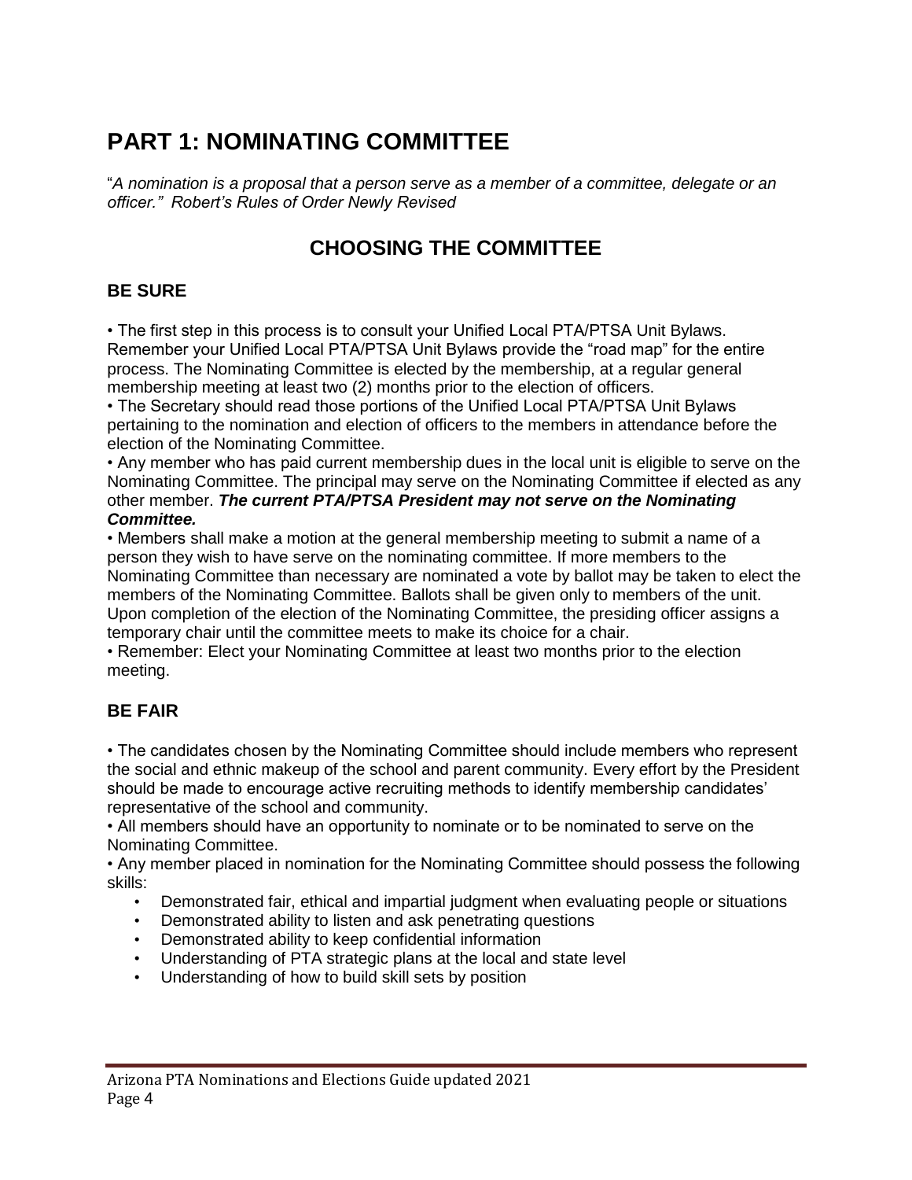# PART 1: NOMINATING COMMITTEE

"*A nomination is a proposal that a person serve as a member of a committee, delegate or an officer." Robert's Rules of Order Newly Revised*

## CHOOSING THE COMMITTEE

### BE SURE

• The first step in this process is to consult your Unified Local PTA/PTSA Unit Bylaws. Remember your Unified Local PTA/PTSA Unit Bylaws provide the "road map" for the entire process. The Nominating Committee is elected by the membership, at a regular general membership meeting at least two (2) months prior to the election of officers.

• The Secretary should read those portions of the Unified Local PTA/PTSA Unit Bylaws pertaining to the nomination and election of officers to the members in attendance before the election of the Nominating Committee.

• Any member who has paid current membership dues in the local unit is eligible to serve on the Nominating Committee. The principal may serve on the Nominating Committee if elected as any other member. ***The current PTA/PTSA President may not serve on the Nominating Committee.***

• Members shall make a motion at the general membership meeting to submit a name of a person they wish to have serve on the nominating committee. If more members to the Nominating Committee than necessary are nominated a vote by ballot may be taken to elect the members of the Nominating Committee. Ballots shall be given only to members of the unit. Upon completion of the election of the Nominating Committee, the presiding officer assigns a temporary chair until the committee meets to make its choice for a chair.

• Remember: Elect your Nominating Committee at least two months prior to the election meeting.

### BE FAIR

• The candidates chosen by the Nominating Committee should include members who represent the social and ethnic makeup of the school and parent community. Every effort by the President should be made to encourage active recruiting methods to identify membership candidates' representative of the school and community.

• All members should have an opportunity to nominate or to be nominated to serve on the Nominating Committee.

• Any member placed in nomination for the Nominating Committee should possess the following skills:

- Demonstrated fair, ethical and impartial judgment when evaluating people or situations
- Demonstrated ability to listen and ask penetrating questions
- Demonstrated ability to keep confidential information
- Understanding of PTA strategic plans at the local and state level
- Understanding of how to build skill sets by position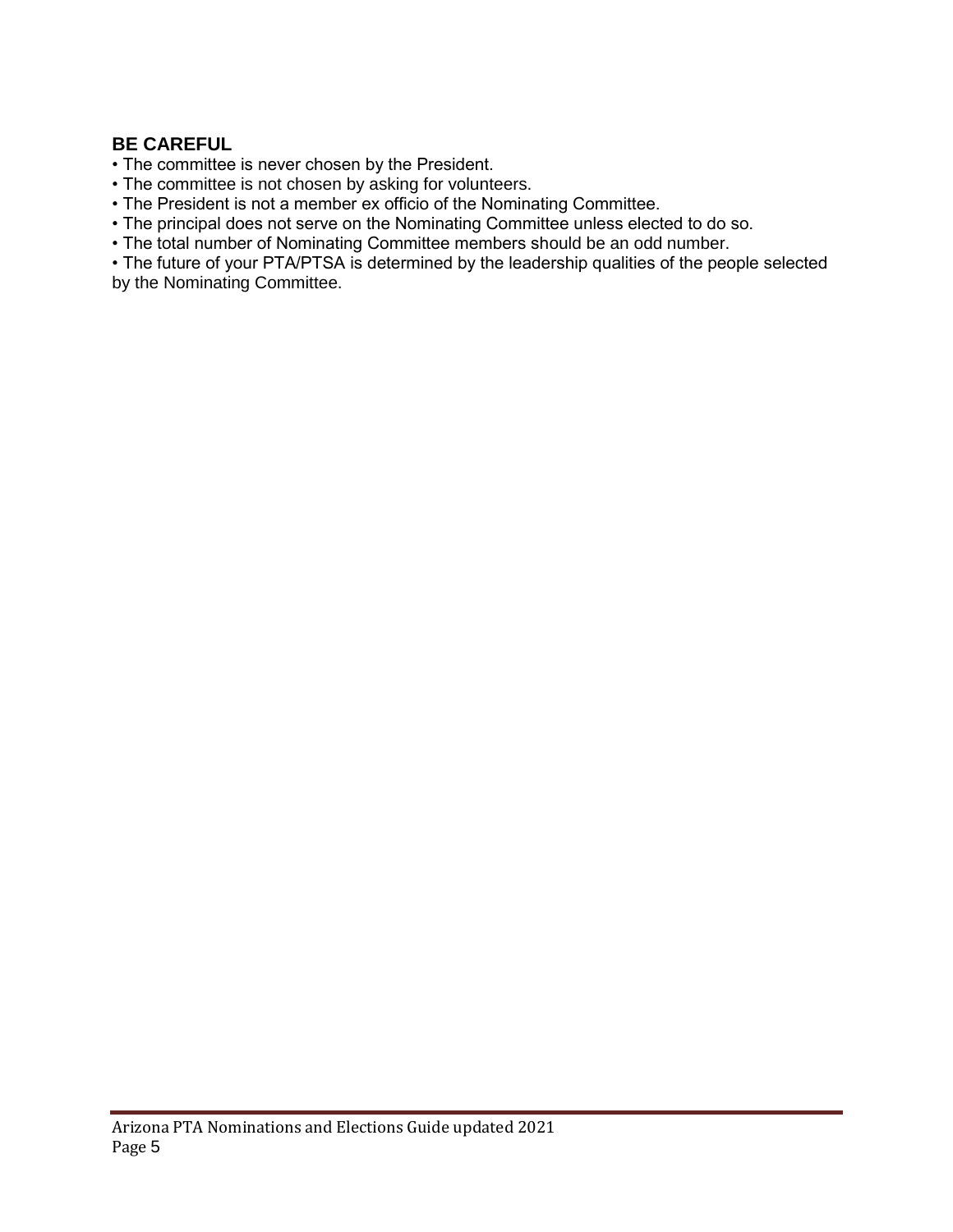**BE CAREFUL**

- The committee is never chosen by the President.
- The committee is not chosen by asking for volunteers.
- The President is not a member ex officio of the Nominating Committee.
- The principal does not serve on the Nominating Committee unless elected to do so.
- The total number of Nominating Committee members should be an odd number.
- The future of your PTA/PTSA is determined by the leadership qualities of the people selected by the Nominating Committee.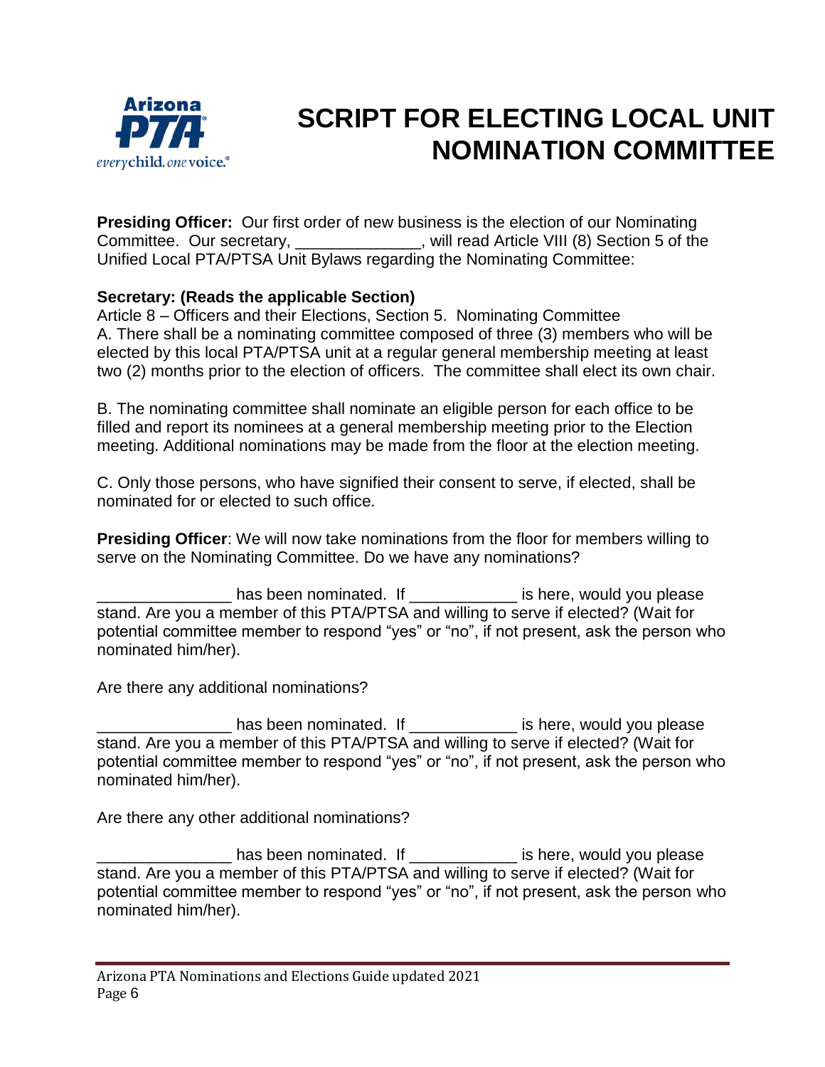# SCRIPT FOR ELECTING LOCAL UNIT NOMINATION COMMITTEE

**Presiding Officer:** Our first order of new business is the election of our Nominating Committee. Our secretary, _____________, will read Article VIII (8) Section 5 of the Unified Local PTA/PTSA Unit Bylaws regarding the Nominating Committee:

**Secretary: (Reads the applicable Section)**
Article 8 – Officers and their Elections, Section 5. Nominating Committee
A. There shall be a nominating committee composed of three (3) members who will be elected by this local PTA/PTSA unit at a regular general membership meeting at least two (2) months prior to the election of officers. The committee shall elect its own chair.

B. The nominating committee shall nominate an eligible person for each office to be filled and report its nominees at a general membership meeting prior to the Election meeting. Additional nominations may be made from the floor at the election meeting.

C. Only those persons, who have signified their consent to serve, if elected, shall be nominated for or elected to such office.

**Presiding Officer**: We will now take nominations from the floor for members willing to serve on the Nominating Committee. Do we have any nominations?

_______________ has been nominated. If ____________ is here, would you please stand. Are you a member of this PTA/PTSA and willing to serve if elected? (Wait for potential committee member to respond "yes" or "no", if not present, ask the person who nominated him/her).

Are there any additional nominations?

_______________ has been nominated. If ____________ is here, would you please stand. Are you a member of this PTA/PTSA and willing to serve if elected? (Wait for potential committee member to respond "yes" or "no", if not present, ask the person who nominated him/her).

Are there any other additional nominations?

_______________ has been nominated. If ____________ is here, would you please stand. Are you a member of this PTA/PTSA and willing to serve if elected? (Wait for potential committee member to respond "yes" or "no", if not present, ask the person who nominated him/her).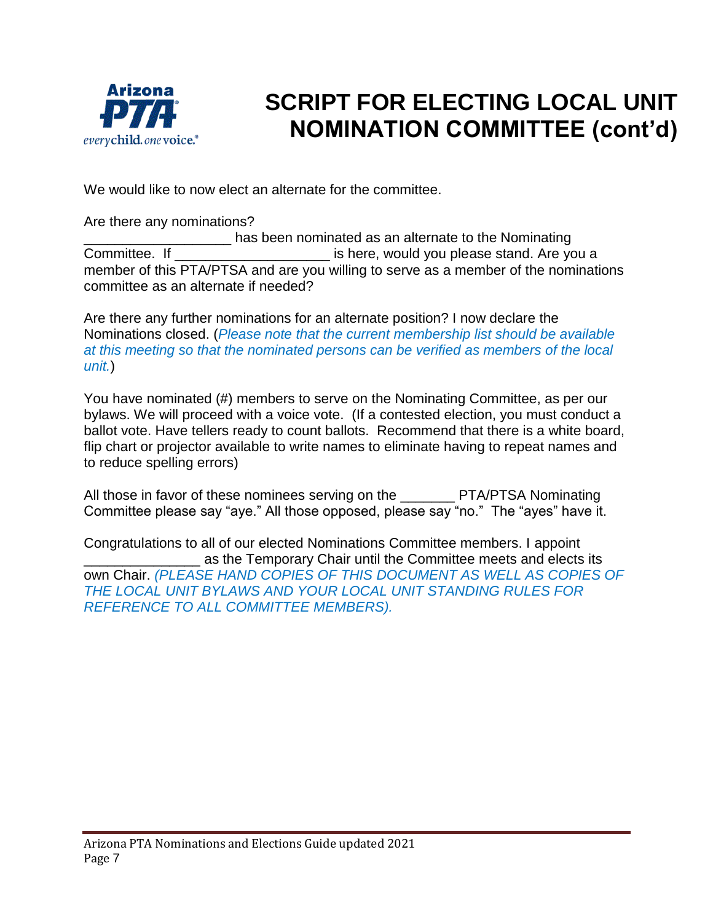# SCRIPT FOR ELECTING LOCAL UNIT NOMINATION COMMITTEE (cont'd)

We would like to now elect an alternate for the committee.

Are there any nominations?
__________________ has been nominated as an alternate to the Nominating Committee. If ___________________ is here, would you please stand. Are you a member of this PTA/PTSA and are you willing to serve as a member of the nominations committee as an alternate if needed?

Are there any further nominations for an alternate position? I now declare the Nominations closed. (*Please note that the current membership list should be available at this meeting so that the nominated persons can be verified as members of the local unit.*)

You have nominated (#) members to serve on the Nominating Committee, as per our bylaws. We will proceed with a voice vote. (If a contested election, you must conduct a ballot vote. Have tellers ready to count ballots. Recommend that there is a white board, flip chart or projector available to write names to eliminate having to repeat names and to reduce spelling errors)

All those in favor of these nominees serving on the _______ PTA/PTSA Nominating Committee please say "aye." All those opposed, please say "no." The "ayes" have it.

Congratulations to all of our elected Nominations Committee members. I appoint ______________ as the Temporary Chair until the Committee meets and elects its own Chair. *(PLEASE HAND COPIES OF THIS DOCUMENT AS WELL AS COPIES OF THE LOCAL UNIT BYLAWS AND YOUR LOCAL UNIT STANDING RULES FOR REFERENCE TO ALL COMMITTEE MEMBERS).*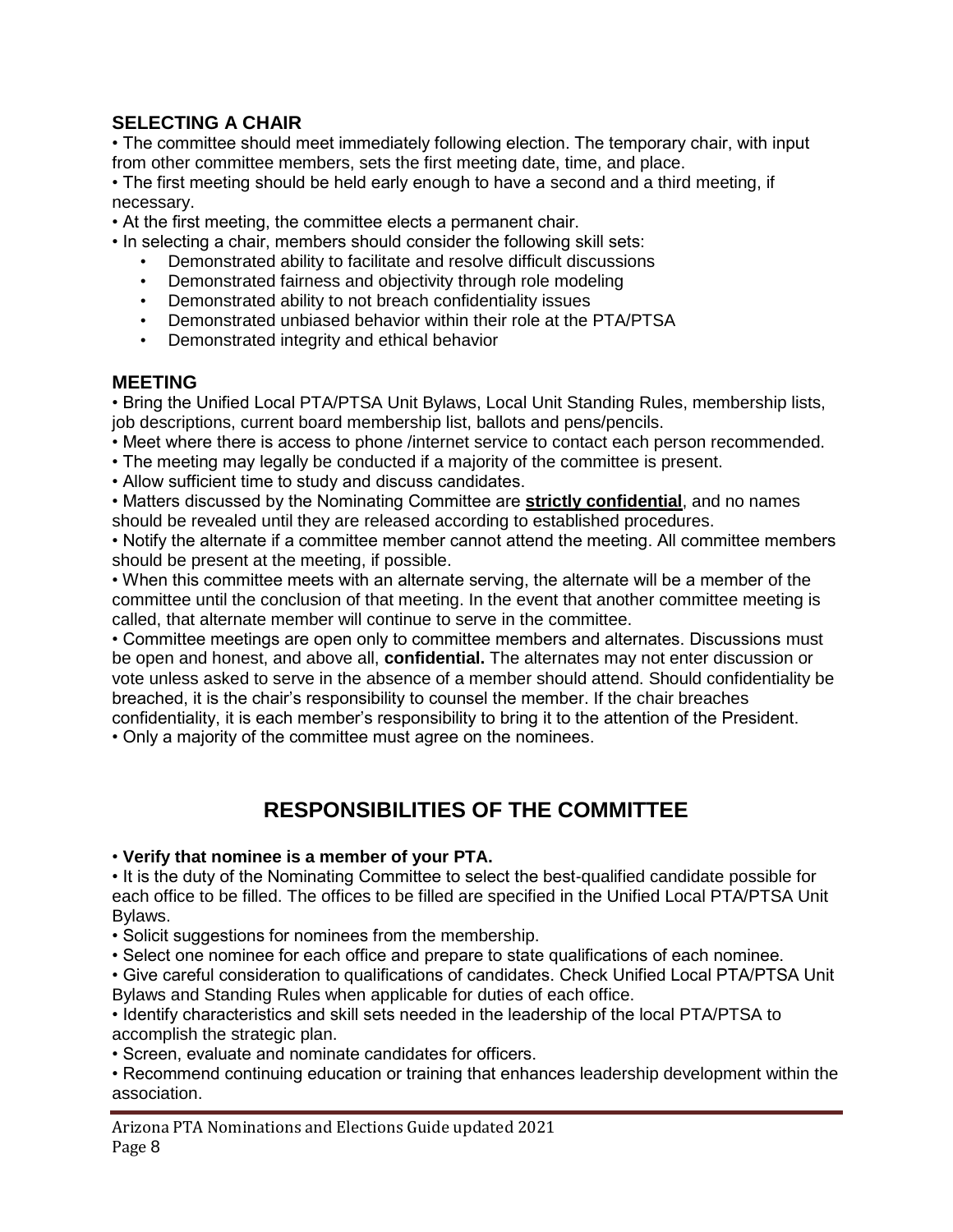### SELECTING A CHAIR

- The committee should meet immediately following election. The temporary chair, with input from other committee members, sets the first meeting date, time, and place.
- The first meeting should be held early enough to have a second and a third meeting, if necessary.
- At the first meeting, the committee elects a permanent chair.
- In selecting a chair, members should consider the following skill sets:
    - Demonstrated ability to facilitate and resolve difficult discussions
    - Demonstrated fairness and objectivity through role modeling
    - Demonstrated ability to not breach confidentiality issues
    - Demonstrated unbiased behavior within their role at the PTA/PTSA
    - Demonstrated integrity and ethical behavior

### MEETING

- Bring the Unified Local PTA/PTSA Unit Bylaws, Local Unit Standing Rules, membership lists, job descriptions, current board membership list, ballots and pens/pencils.
- Meet where there is access to phone /internet service to contact each person recommended.
- The meeting may legally be conducted if a majority of the committee is present.
- Allow sufficient time to study and discuss candidates.
- Matters discussed by the Nominating Committee are **strictly confidential**, and no names should be revealed until they are released according to established procedures.
- Notify the alternate if a committee member cannot attend the meeting. All committee members should be present at the meeting, if possible.
- When this committee meets with an alternate serving, the alternate will be a member of the committee until the conclusion of that meeting. In the event that another committee meeting is called, that alternate member will continue to serve in the committee.
- Committee meetings are open only to committee members and alternates. Discussions must be open and honest, and above all, **confidential.** The alternates may not enter discussion or vote unless asked to serve in the absence of a member should attend. Should confidentiality be breached, it is the chair's responsibility to counsel the member. If the chair breaches confidentiality, it is each member's responsibility to bring it to the attention of the President.
- Only a majority of the committee must agree on the nominees.

## RESPONSIBILITIES OF THE COMMITTEE

- **Verify that nominee is a member of your PTA.**
- It is the duty of the Nominating Committee to select the best-qualified candidate possible for each office to be filled. The offices to be filled are specified in the Unified Local PTA/PTSA Unit Bylaws.
- Solicit suggestions for nominees from the membership.
- Select one nominee for each office and prepare to state qualifications of each nominee.
- Give careful consideration to qualifications of candidates. Check Unified Local PTA/PTSA Unit Bylaws and Standing Rules when applicable for duties of each office.
- Identify characteristics and skill sets needed in the leadership of the local PTA/PTSA to accomplish the strategic plan.
- Screen, evaluate and nominate candidates for officers.
- Recommend continuing education or training that enhances leadership development within the association.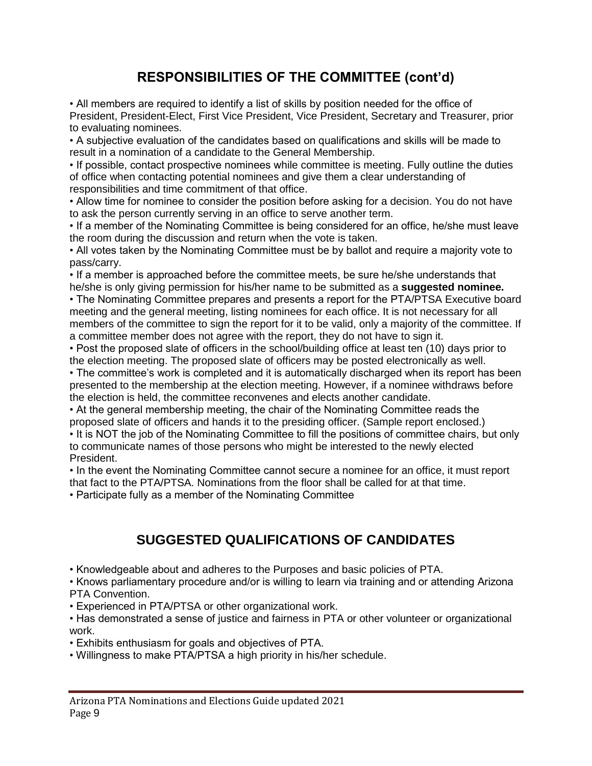## RESPONSIBILITIES OF THE COMMITTEE (cont'd)

- All members are required to identify a list of skills by position needed for the office of President, President-Elect, First Vice President, Vice President, Secretary and Treasurer, prior to evaluating nominees.
- A subjective evaluation of the candidates based on qualifications and skills will be made to result in a nomination of a candidate to the General Membership.
- If possible, contact prospective nominees while committee is meeting. Fully outline the duties of office when contacting potential nominees and give them a clear understanding of responsibilities and time commitment of that office.
- Allow time for nominee to consider the position before asking for a decision. You do not have to ask the person currently serving in an office to serve another term.
- If a member of the Nominating Committee is being considered for an office, he/she must leave the room during the discussion and return when the vote is taken.
- All votes taken by the Nominating Committee must be by ballot and require a majority vote to pass/carry.
- If a member is approached before the committee meets, be sure he/she understands that he/she is only giving permission for his/her name to be submitted as a **suggested nominee.**
- The Nominating Committee prepares and presents a report for the PTA/PTSA Executive board meeting and the general meeting, listing nominees for each office. It is not necessary for all members of the committee to sign the report for it to be valid, only a majority of the committee. If a committee member does not agree with the report, they do not have to sign it.
- Post the proposed slate of officers in the school/building office at least ten (10) days prior to the election meeting. The proposed slate of officers may be posted electronically as well.
- The committee's work is completed and it is automatically discharged when its report has been presented to the membership at the election meeting. However, if a nominee withdraws before the election is held, the committee reconvenes and elects another candidate.
- At the general membership meeting, the chair of the Nominating Committee reads the proposed slate of officers and hands it to the presiding officer. (Sample report enclosed.)
- It is NOT the job of the Nominating Committee to fill the positions of committee chairs, but only to communicate names of those persons who might be interested to the newly elected President.
- In the event the Nominating Committee cannot secure a nominee for an office, it must report that fact to the PTA/PTSA. Nominations from the floor shall be called for at that time.
- Participate fully as a member of the Nominating Committee

## SUGGESTED QUALIFICATIONS OF CANDIDATES

- Knowledgeable about and adheres to the Purposes and basic policies of PTA.
- Knows parliamentary procedure and/or is willing to learn via training and or attending Arizona PTA Convention.
- Experienced in PTA/PTSA or other organizational work.
- Has demonstrated a sense of justice and fairness in PTA or other volunteer or organizational work.
- Exhibits enthusiasm for goals and objectives of PTA.
- Willingness to make PTA/PTSA a high priority in his/her schedule.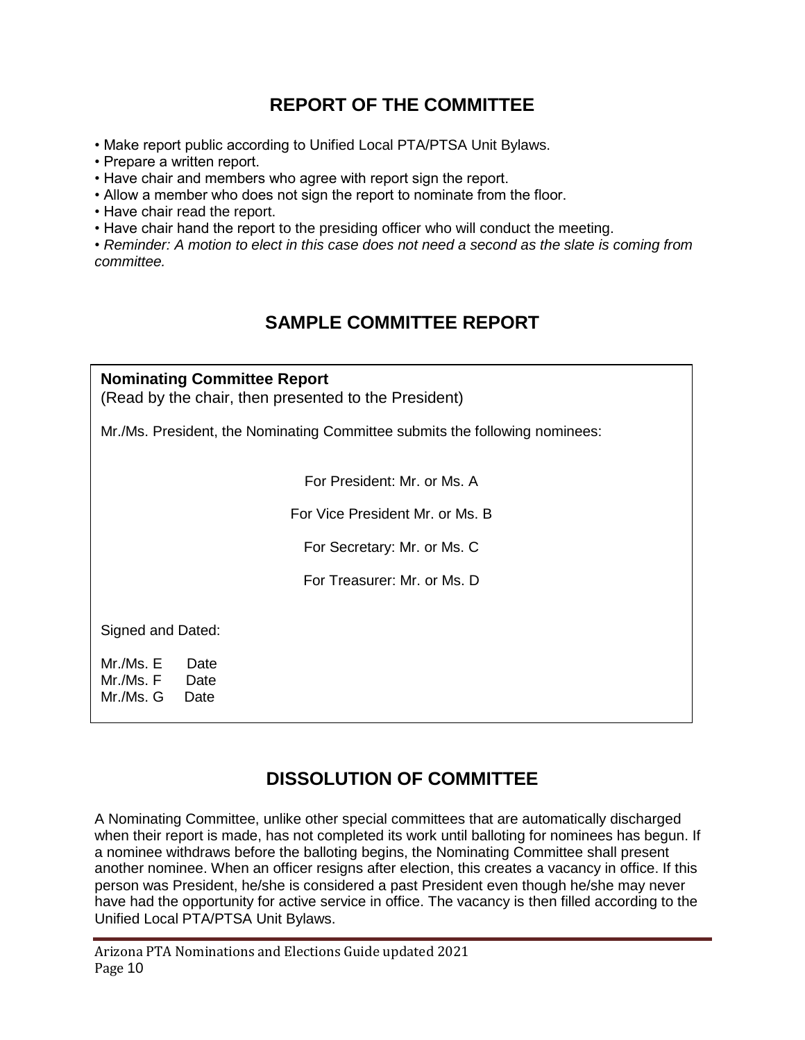## REPORT OF THE COMMITTEE

- Make report public according to Unified Local PTA/PTSA Unit Bylaws.
- Prepare a written report.
- Have chair and members who agree with report sign the report.
- Allow a member who does not sign the report to nominate from the floor.
- Have chair read the report.
- Have chair hand the report to the presiding officer who will conduct the meeting.
- *Reminder: A motion to elect in this case does not need a second as the slate is coming from committee.*

## SAMPLE COMMITTEE REPORT

**Nominating Committee Report**
(Read by the chair, then presented to the President)

Mr./Ms. President, the Nominating Committee submits the following nominees:

For President: Mr. or Ms. A

For Vice President Mr. or Ms. B

For Secretary: Mr. or Ms. C

For Treasurer: Mr. or Ms. D

Signed and Dated:

Mr./Ms. E Date
Mr./Ms. F Date
Mr./Ms. G Date

## DISSOLUTION OF COMMITTEE

A Nominating Committee, unlike other special committees that are automatically discharged when their report is made, has not completed its work until balloting for nominees has begun. If a nominee withdraws before the balloting begins, the Nominating Committee shall present another nominee. When an officer resigns after election, this creates a vacancy in office. If this person was President, he/she is considered a past President even though he/she may never have had the opportunity for active service in office. The vacancy is then filled according to the Unified Local PTA/PTSA Unit Bylaws.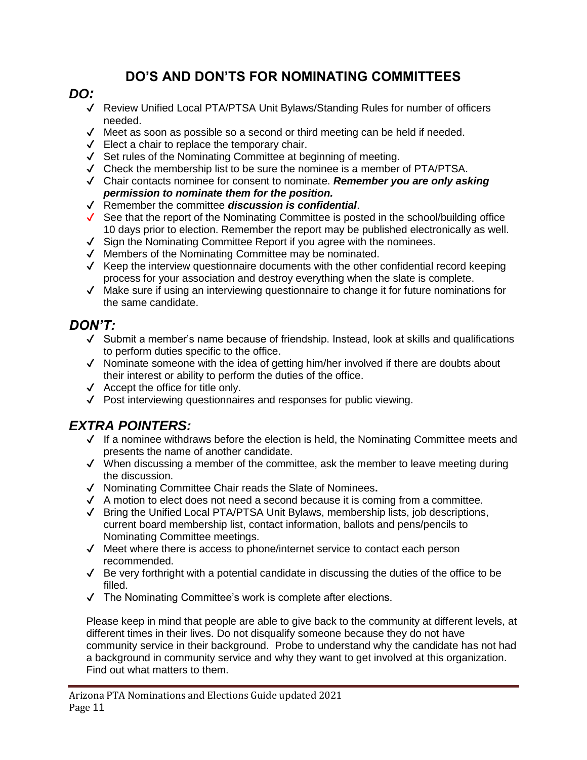# DO'S AND DON'TS FOR NOMINATING COMMITTEES

## *DO:*

- ✓ Review Unified Local PTA/PTSA Unit Bylaws/Standing Rules for number of officers needed.
- ✓ Meet as soon as possible so a second or third meeting can be held if needed.
- ✓ Elect a chair to replace the temporary chair.
- ✓ Set rules of the Nominating Committee at beginning of meeting.
- ✓ Check the membership list to be sure the nominee is a member of PTA/PTSA.
- ✓ Chair contacts nominee for consent to nominate. ***Remember you are only asking permission to nominate them for the position.***
- ✓ Remember the committee ***discussion is confidential***.
- ✓ See that the report of the Nominating Committee is posted in the school/building office 10 days prior to election. Remember the report may be published electronically as well.
- ✓ Sign the Nominating Committee Report if you agree with the nominees.
- ✓ Members of the Nominating Committee may be nominated.
- ✓ Keep the interview questionnaire documents with the other confidential record keeping process for your association and destroy everything when the slate is complete.
- ✓ Make sure if using an interviewing questionnaire to change it for future nominations for the same candidate.

## *DON'T:*

- ✓ Submit a member's name because of friendship. Instead, look at skills and qualifications to perform duties specific to the office.
- ✓ Nominate someone with the idea of getting him/her involved if there are doubts about their interest or ability to perform the duties of the office.
- ✓ Accept the office for title only.
- ✓ Post interviewing questionnaires and responses for public viewing.

## *EXTRA POINTERS:*

- ✓ If a nominee withdraws before the election is held, the Nominating Committee meets and presents the name of another candidate.
- ✓ When discussing a member of the committee, ask the member to leave meeting during the discussion.
- ✓ Nominating Committee Chair reads the Slate of Nominees**.**
- ✓ A motion to elect does not need a second because it is coming from a committee.
- ✓ Bring the Unified Local PTA/PTSA Unit Bylaws, membership lists, job descriptions, current board membership list, contact information, ballots and pens/pencils to Nominating Committee meetings.
- ✓ Meet where there is access to phone/internet service to contact each person recommended.
- ✓ Be very forthright with a potential candidate in discussing the duties of the office to be filled.
- ✓ The Nominating Committee's work is complete after elections.

Please keep in mind that people are able to give back to the community at different levels, at different times in their lives. Do not disqualify someone because they do not have community service in their background. Probe to understand why the candidate has not had a background in community service and why they want to get involved at this organization. Find out what matters to them.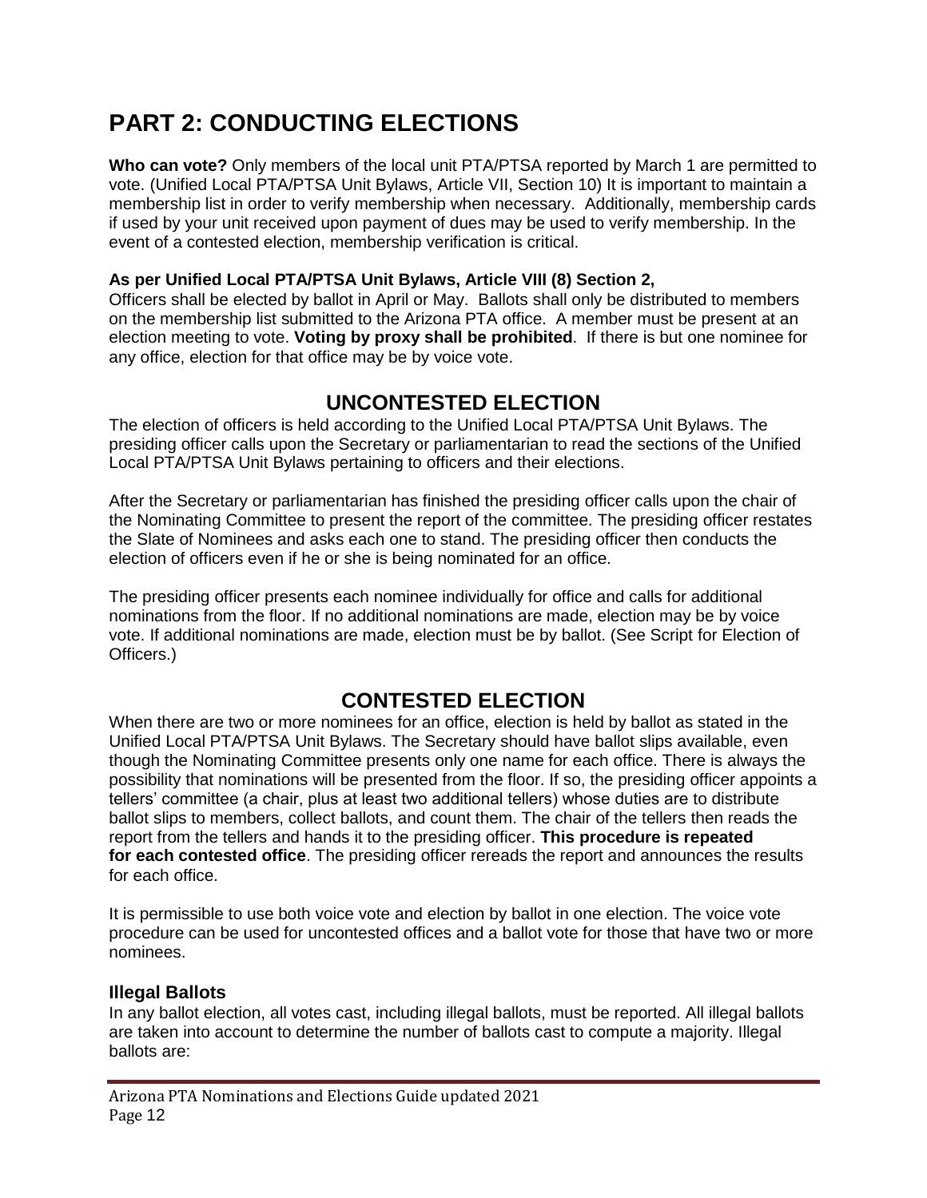# PART 2: CONDUCTING ELECTIONS

**Who can vote?** Only members of the local unit PTA/PTSA reported by March 1 are permitted to vote. (Unified Local PTA/PTSA Unit Bylaws, Article VII, Section 10) It is important to maintain a membership list in order to verify membership when necessary. Additionally, membership cards if used by your unit received upon payment of dues may be used to verify membership. In the event of a contested election, membership verification is critical.

**As per Unified Local PTA/PTSA Unit Bylaws, Article VIII (8) Section 2,**
Officers shall be elected by ballot in April or May. Ballots shall only be distributed to members on the membership list submitted to the Arizona PTA office. A member must be present at an election meeting to vote. **Voting by proxy shall be prohibited**. If there is but one nominee for any office, election for that office may be by voice vote.

## UNCONTESTED ELECTION

The election of officers is held according to the Unified Local PTA/PTSA Unit Bylaws. The presiding officer calls upon the Secretary or parliamentarian to read the sections of the Unified Local PTA/PTSA Unit Bylaws pertaining to officers and their elections.

After the Secretary or parliamentarian has finished the presiding officer calls upon the chair of the Nominating Committee to present the report of the committee. The presiding officer restates the Slate of Nominees and asks each one to stand. The presiding officer then conducts the election of officers even if he or she is being nominated for an office.

The presiding officer presents each nominee individually for office and calls for additional nominations from the floor. If no additional nominations are made, election may be by voice vote. If additional nominations are made, election must be by ballot. (See Script for Election of Officers.)

## CONTESTED ELECTION

When there are two or more nominees for an office, election is held by ballot as stated in the Unified Local PTA/PTSA Unit Bylaws. The Secretary should have ballot slips available, even though the Nominating Committee presents only one name for each office. There is always the possibility that nominations will be presented from the floor. If so, the presiding officer appoints a tellers' committee (a chair, plus at least two additional tellers) whose duties are to distribute ballot slips to members, collect ballots, and count them. The chair of the tellers then reads the report from the tellers and hands it to the presiding officer. **This procedure is repeated for each contested office**. The presiding officer rereads the report and announces the results for each office.

It is permissible to use both voice vote and election by ballot in one election. The voice vote procedure can be used for uncontested offices and a ballot vote for those that have two or more nominees.

### Illegal Ballots

In any ballot election, all votes cast, including illegal ballots, must be reported. All illegal ballots are taken into account to determine the number of ballots cast to compute a majority. Illegal ballots are: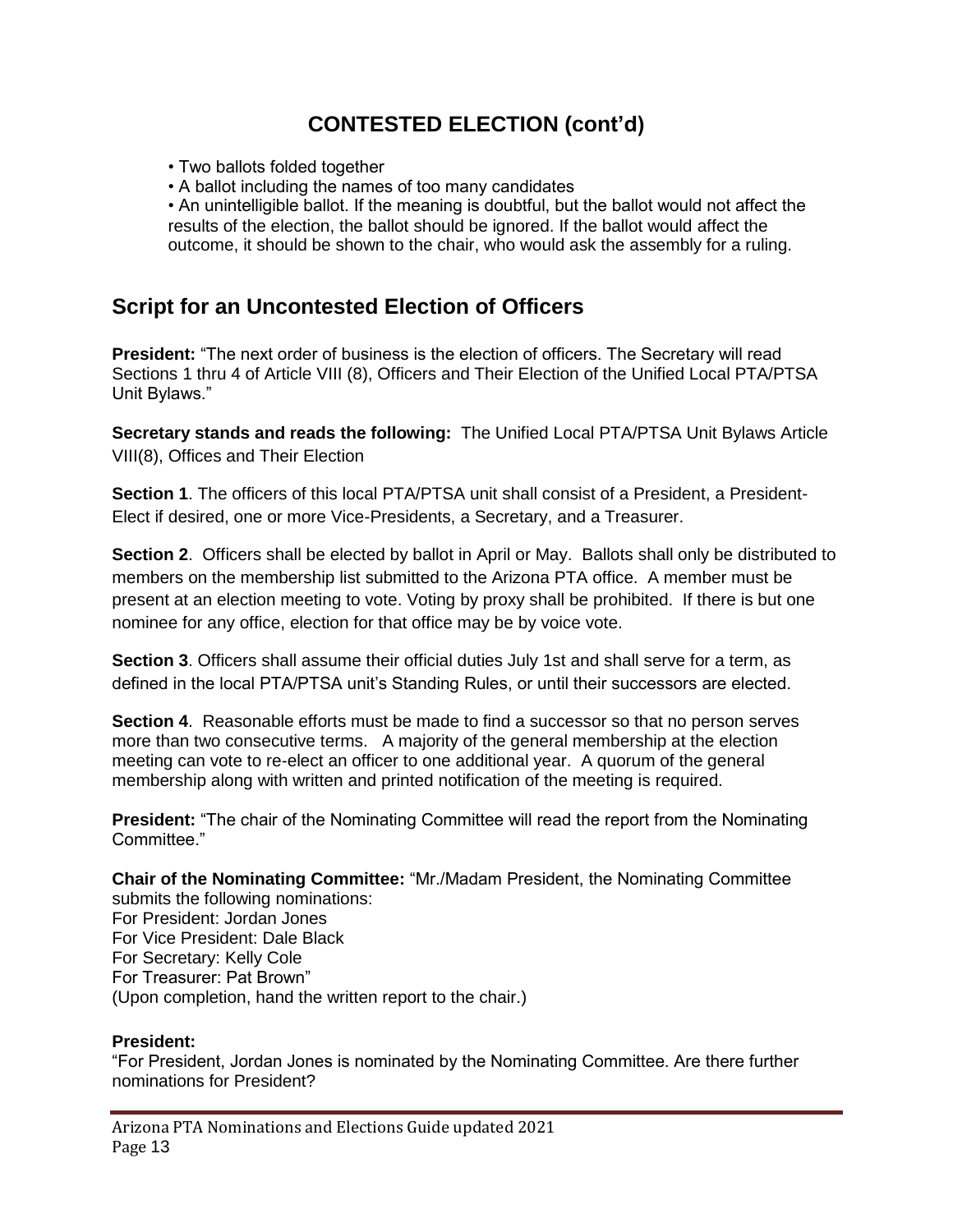## CONTESTED ELECTION (cont'd)

- Two ballots folded together
- A ballot including the names of too many candidates
- An unintelligible ballot. If the meaning is doubtful, but the ballot would not affect the results of the election, the ballot should be ignored. If the ballot would affect the outcome, it should be shown to the chair, who would ask the assembly for a ruling.

## Script for an Uncontested Election of Officers

**President:** "The next order of business is the election of officers. The Secretary will read Sections 1 thru 4 of Article VIII (8), Officers and Their Election of the Unified Local PTA/PTSA Unit Bylaws."

**Secretary stands and reads the following:** The Unified Local PTA/PTSA Unit Bylaws Article VIII(8), Offices and Their Election

**Section 1**. The officers of this local PTA/PTSA unit shall consist of a President, a President-Elect if desired, one or more Vice-Presidents, a Secretary, and a Treasurer.

**Section 2**. Officers shall be elected by ballot in April or May. Ballots shall only be distributed to members on the membership list submitted to the Arizona PTA office. A member must be present at an election meeting to vote. Voting by proxy shall be prohibited. If there is but one nominee for any office, election for that office may be by voice vote.

**Section 3**. Officers shall assume their official duties July 1st and shall serve for a term, as defined in the local PTA/PTSA unit's Standing Rules, or until their successors are elected.

**Section 4**. Reasonable efforts must be made to find a successor so that no person serves more than two consecutive terms. A majority of the general membership at the election meeting can vote to re-elect an officer to one additional year. A quorum of the general membership along with written and printed notification of the meeting is required.

**President:** "The chair of the Nominating Committee will read the report from the Nominating Committee."

**Chair of the Nominating Committee:** "Mr./Madam President, the Nominating Committee submits the following nominations:
For President: Jordan Jones
For Vice President: Dale Black
For Secretary: Kelly Cole
For Treasurer: Pat Brown"
(Upon completion, hand the written report to the chair.)

**President:**
"For President, Jordan Jones is nominated by the Nominating Committee. Are there further nominations for President?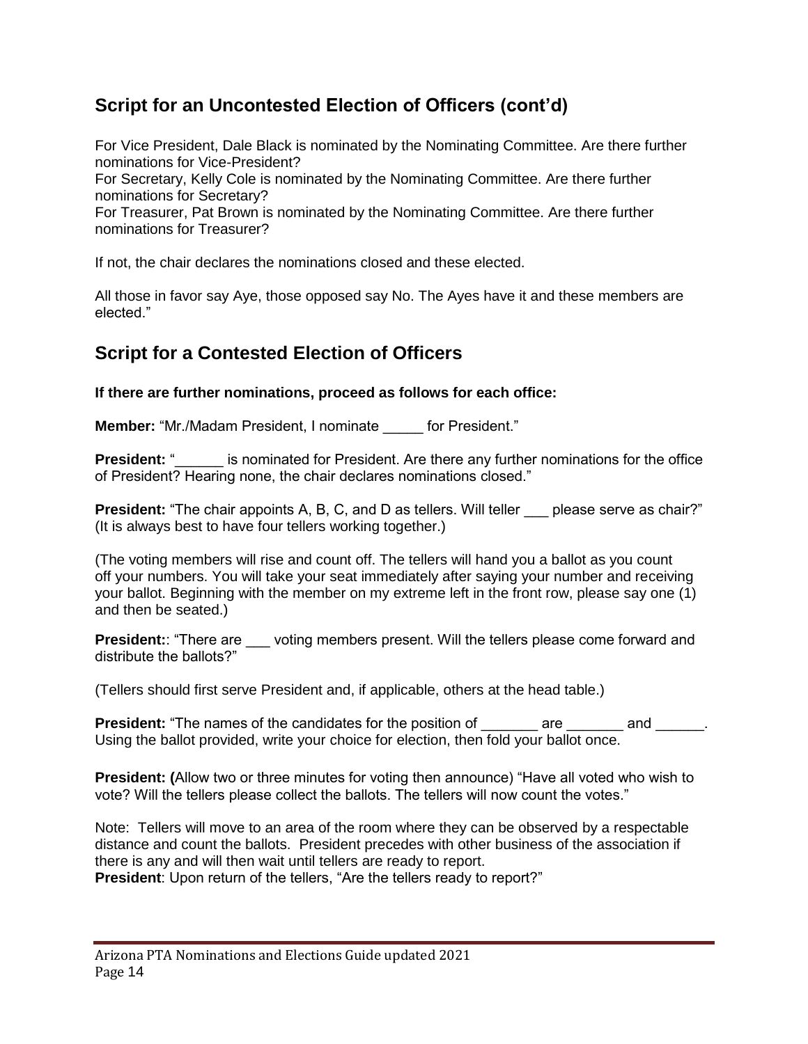## Script for an Uncontested Election of Officers (cont'd)

For Vice President, Dale Black is nominated by the Nominating Committee. Are there further nominations for Vice-President?
For Secretary, Kelly Cole is nominated by the Nominating Committee. Are there further nominations for Secretary?
For Treasurer, Pat Brown is nominated by the Nominating Committee. Are there further nominations for Treasurer?

If not, the chair declares the nominations closed and these elected.

All those in favor say Aye, those opposed say No. The Ayes have it and these members are elected."

## Script for a Contested Election of Officers

**If there are further nominations, proceed as follows for each office:**

**Member:** "Mr./Madam President, I nominate _____ for President."

**President:** "______ is nominated for President. Are there any further nominations for the office of President? Hearing none, the chair declares nominations closed."

**President:** "The chair appoints A, B, C, and D as tellers. Will teller ___ please serve as chair?" (It is always best to have four tellers working together.)

(The voting members will rise and count off. The tellers will hand you a ballot as you count off your numbers. You will take your seat immediately after saying your number and receiving your ballot. Beginning with the member on my extreme left in the front row, please say one (1) and then be seated.)

**President:**: "There are ___ voting members present. Will the tellers please come forward and distribute the ballots?"

(Tellers should first serve President and, if applicable, others at the head table.)

**President:** "The names of the candidates for the position of _______ are _______ and ______. Using the ballot provided, write your choice for election, then fold your ballot once.

**President: (**Allow two or three minutes for voting then announce) "Have all voted who wish to vote? Will the tellers please collect the ballots. The tellers will now count the votes."

Note: Tellers will move to an area of the room where they can be observed by a respectable distance and count the ballots. President precedes with other business of the association if there is any and will then wait until tellers are ready to report.
**President**: Upon return of the tellers, "Are the tellers ready to report?"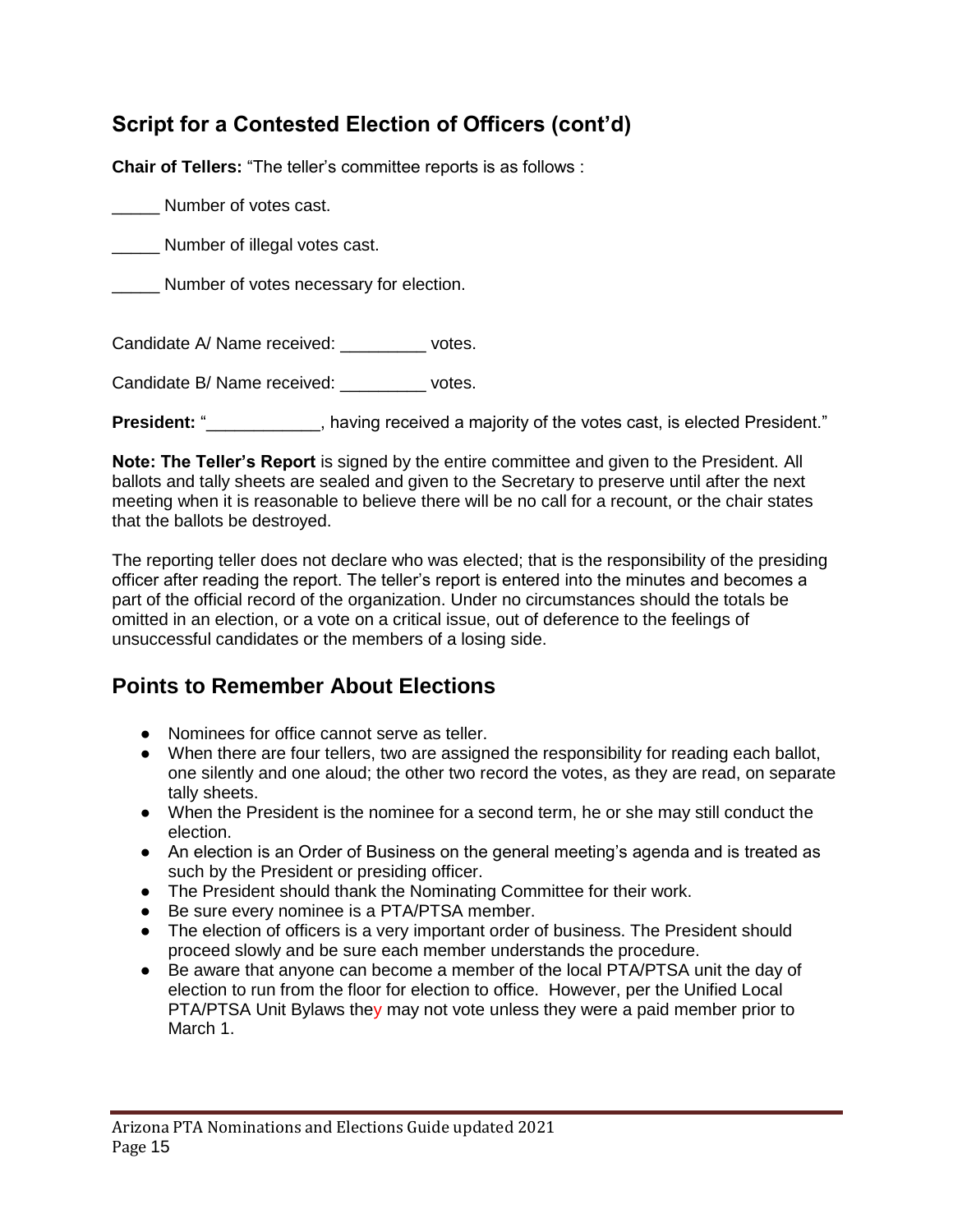## Script for a Contested Election of Officers (cont'd)

**Chair of Tellers:** "The teller's committee reports is as follows :

_____ Number of votes cast.

_____ Number of illegal votes cast.

_____ Number of votes necessary for election.

Candidate A/ Name received: _________ votes.

Candidate B/ Name received: _________ votes.

**President:** "____________, having received a majority of the votes cast, is elected President."

**Note: The Teller's Report** is signed by the entire committee and given to the President. All ballots and tally sheets are sealed and given to the Secretary to preserve until after the next meeting when it is reasonable to believe there will be no call for a recount, or the chair states that the ballots be destroyed.

The reporting teller does not declare who was elected; that is the responsibility of the presiding officer after reading the report. The teller's report is entered into the minutes and becomes a part of the official record of the organization. Under no circumstances should the totals be omitted in an election, or a vote on a critical issue, out of deference to the feelings of unsuccessful candidates or the members of a losing side.

## Points to Remember About Elections

- Nominees for office cannot serve as teller.
- When there are four tellers, two are assigned the responsibility for reading each ballot, one silently and one aloud; the other two record the votes, as they are read, on separate tally sheets.
- When the President is the nominee for a second term, he or she may still conduct the election.
- An election is an Order of Business on the general meeting's agenda and is treated as such by the President or presiding officer.
- The President should thank the Nominating Committee for their work.
- Be sure every nominee is a PTA/PTSA member.
- The election of officers is a very important order of business. The President should proceed slowly and be sure each member understands the procedure.
- Be aware that anyone can become a member of the local PTA/PTSA unit the day of election to run from the floor for election to office. However, per the Unified Local PTA/PTSA Unit Bylaws they may not vote unless they were a paid member prior to March 1.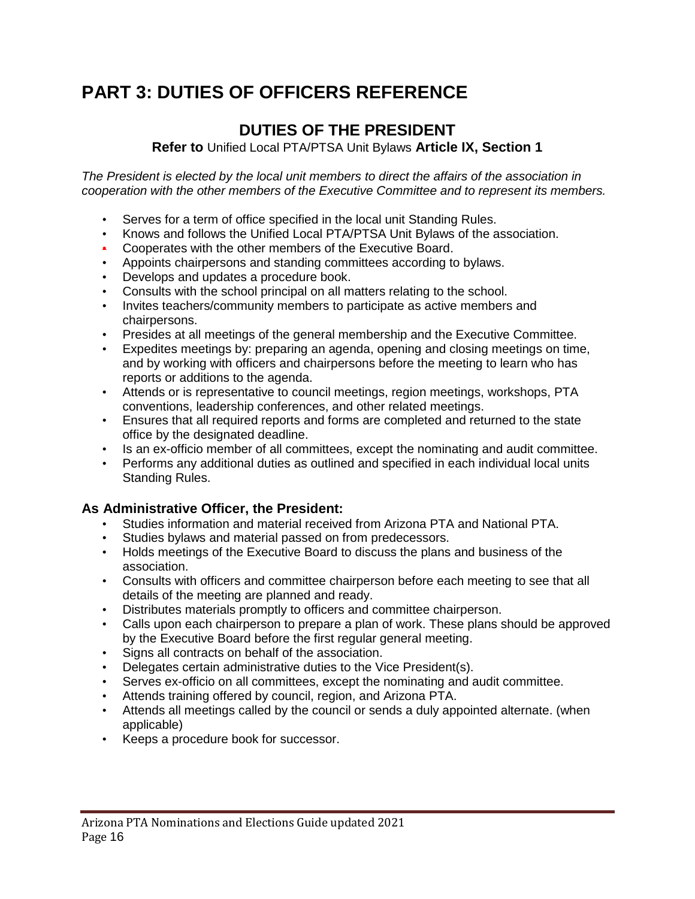# PART 3: DUTIES OF OFFICERS REFERENCE

## DUTIES OF THE PRESIDENT

**Refer to** Unified Local PTA/PTSA Unit Bylaws **Article IX, Section 1**

*The President is elected by the local unit members to direct the affairs of the association in cooperation with the other members of the Executive Committee and to represent its members.*

- Serves for a term of office specified in the local unit Standing Rules.
- Knows and follows the Unified Local PTA/PTSA Unit Bylaws of the association.
- Cooperates with the other members of the Executive Board.
- Appoints chairpersons and standing committees according to bylaws.
- Develops and updates a procedure book.
- Consults with the school principal on all matters relating to the school.
- Invites teachers/community members to participate as active members and chairpersons.
- Presides at all meetings of the general membership and the Executive Committee.
- Expedites meetings by: preparing an agenda, opening and closing meetings on time, and by working with officers and chairpersons before the meeting to learn who has reports or additions to the agenda.
- Attends or is representative to council meetings, region meetings, workshops, PTA conventions, leadership conferences, and other related meetings.
- Ensures that all required reports and forms are completed and returned to the state office by the designated deadline.
- Is an ex-officio member of all committees, except the nominating and audit committee.
- Performs any additional duties as outlined and specified in each individual local units Standing Rules.

### As Administrative Officer, the President:

- Studies information and material received from Arizona PTA and National PTA.
- Studies bylaws and material passed on from predecessors.
- Holds meetings of the Executive Board to discuss the plans and business of the association.
- Consults with officers and committee chairperson before each meeting to see that all details of the meeting are planned and ready.
- Distributes materials promptly to officers and committee chairperson.
- Calls upon each chairperson to prepare a plan of work. These plans should be approved by the Executive Board before the first regular general meeting.
- Signs all contracts on behalf of the association.
- Delegates certain administrative duties to the Vice President(s).
- Serves ex-officio on all committees, except the nominating and audit committee.
- Attends training offered by council, region, and Arizona PTA.
- Attends all meetings called by the council or sends a duly appointed alternate. (when applicable)
- Keeps a procedure book for successor.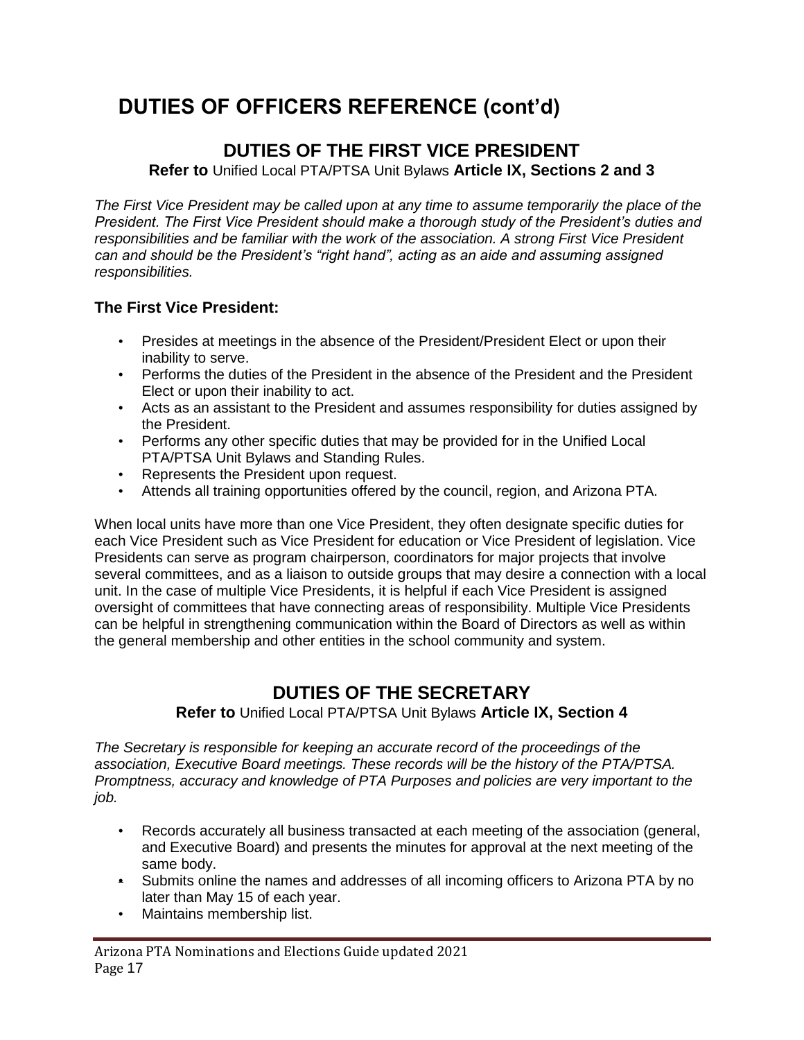# DUTIES OF OFFICERS REFERENCE (cont'd)

## DUTIES OF THE FIRST VICE PRESIDENT

**Refer to** Unified Local PTA/PTSA Unit Bylaws **Article IX, Sections 2 and 3**

*The First Vice President may be called upon at any time to assume temporarily the place of the President. The First Vice President should make a thorough study of the President's duties and responsibilities and be familiar with the work of the association. A strong First Vice President can and should be the President's "right hand", acting as an aide and assuming assigned responsibilities.*

### The First Vice President:

- Presides at meetings in the absence of the President/President Elect or upon their inability to serve.
- Performs the duties of the President in the absence of the President and the President Elect or upon their inability to act.
- Acts as an assistant to the President and assumes responsibility for duties assigned by the President.
- Performs any other specific duties that may be provided for in the Unified Local PTA/PTSA Unit Bylaws and Standing Rules.
- Represents the President upon request.
- Attends all training opportunities offered by the council, region, and Arizona PTA.

When local units have more than one Vice President, they often designate specific duties for each Vice President such as Vice President for education or Vice President of legislation. Vice Presidents can serve as program chairperson, coordinators for major projects that involve several committees, and as a liaison to outside groups that may desire a connection with a local unit. In the case of multiple Vice Presidents, it is helpful if each Vice President is assigned oversight of committees that have connecting areas of responsibility. Multiple Vice Presidents can be helpful in strengthening communication within the Board of Directors as well as within the general membership and other entities in the school community and system.

## DUTIES OF THE SECRETARY

**Refer to** Unified Local PTA/PTSA Unit Bylaws **Article IX, Section 4**

*The Secretary is responsible for keeping an accurate record of the proceedings of the association, Executive Board meetings. These records will be the history of the PTA/PTSA. Promptness, accuracy and knowledge of PTA Purposes and policies are very important to the job.*

- Records accurately all business transacted at each meeting of the association (general, and Executive Board) and presents the minutes for approval at the next meeting of the same body.
- Submits online the names and addresses of all incoming officers to Arizona PTA by no later than May 15 of each year.
- Maintains membership list.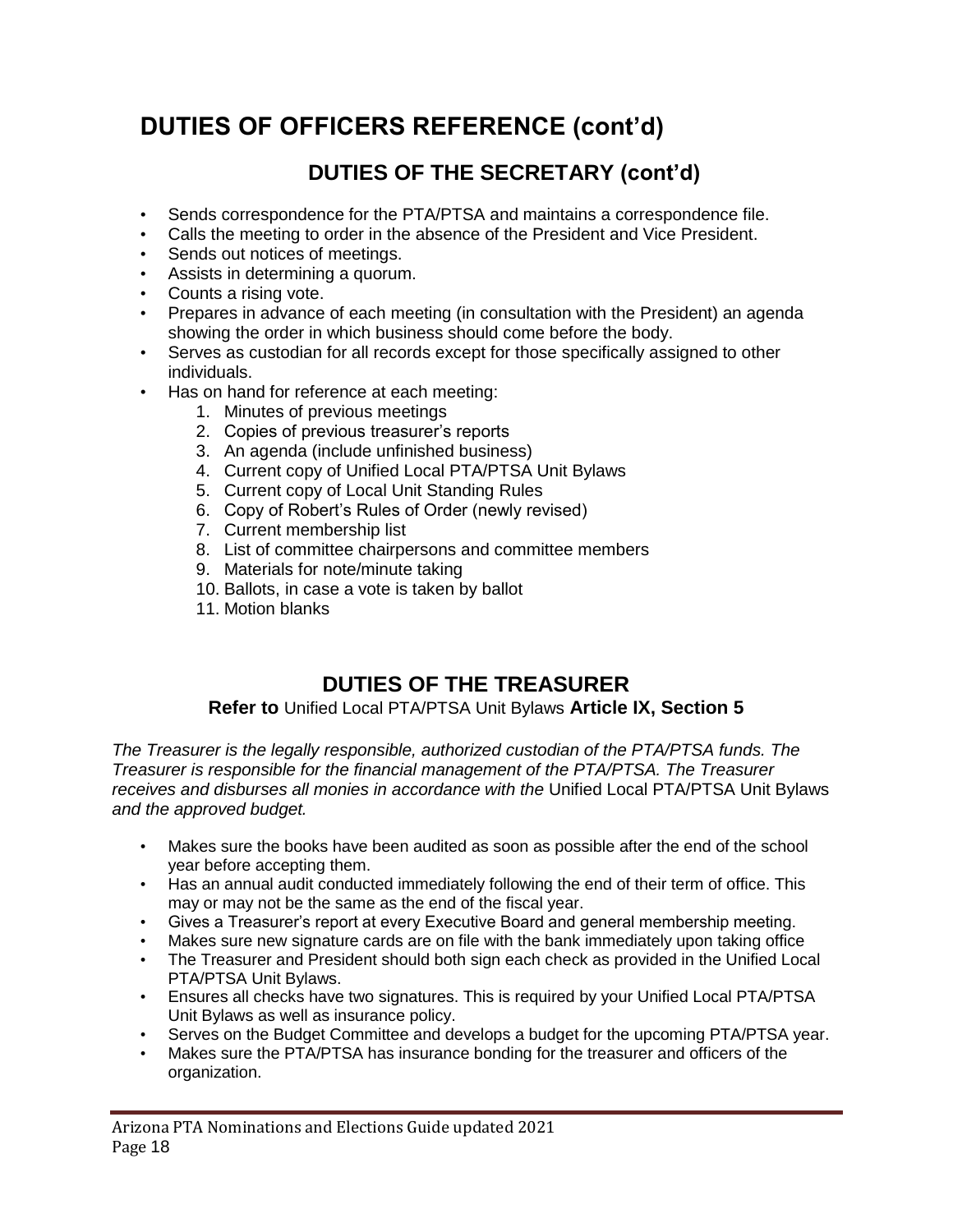# DUTIES OF OFFICERS REFERENCE (cont'd)

## DUTIES OF THE SECRETARY (cont'd)

- Sends correspondence for the PTA/PTSA and maintains a correspondence file.
- Calls the meeting to order in the absence of the President and Vice President.
- Sends out notices of meetings.
- Assists in determining a quorum.
- Counts a rising vote.
- Prepares in advance of each meeting (in consultation with the President) an agenda showing the order in which business should come before the body.
- Serves as custodian for all records except for those specifically assigned to other individuals.
- Has on hand for reference at each meeting:
    1. Minutes of previous meetings
    2. Copies of previous treasurer's reports
    3. An agenda (include unfinished business)
    4. Current copy of Unified Local PTA/PTSA Unit Bylaws
    5. Current copy of Local Unit Standing Rules
    6. Copy of Robert's Rules of Order (newly revised)
    7. Current membership list
    8. List of committee chairpersons and committee members
    9. Materials for note/minute taking
    10. Ballots, in case a vote is taken by ballot
    11. Motion blanks

## DUTIES OF THE TREASURER

**Refer to** Unified Local PTA/PTSA Unit Bylaws **Article IX, Section 5**

*The Treasurer is the legally responsible, authorized custodian of the PTA/PTSA funds. The Treasurer is responsible for the financial management of the PTA/PTSA. The Treasurer receives and disburses all monies in accordance with the* Unified Local PTA/PTSA Unit Bylaws *and the approved budget.*

- Makes sure the books have been audited as soon as possible after the end of the school year before accepting them.
- Has an annual audit conducted immediately following the end of their term of office. This may or may not be the same as the end of the fiscal year.
- Gives a Treasurer's report at every Executive Board and general membership meeting.
- Makes sure new signature cards are on file with the bank immediately upon taking office
- The Treasurer and President should both sign each check as provided in the Unified Local PTA/PTSA Unit Bylaws.
- Ensures all checks have two signatures. This is required by your Unified Local PTA/PTSA Unit Bylaws as well as insurance policy.
- Serves on the Budget Committee and develops a budget for the upcoming PTA/PTSA year.
- Makes sure the PTA/PTSA has insurance bonding for the treasurer and officers of the organization.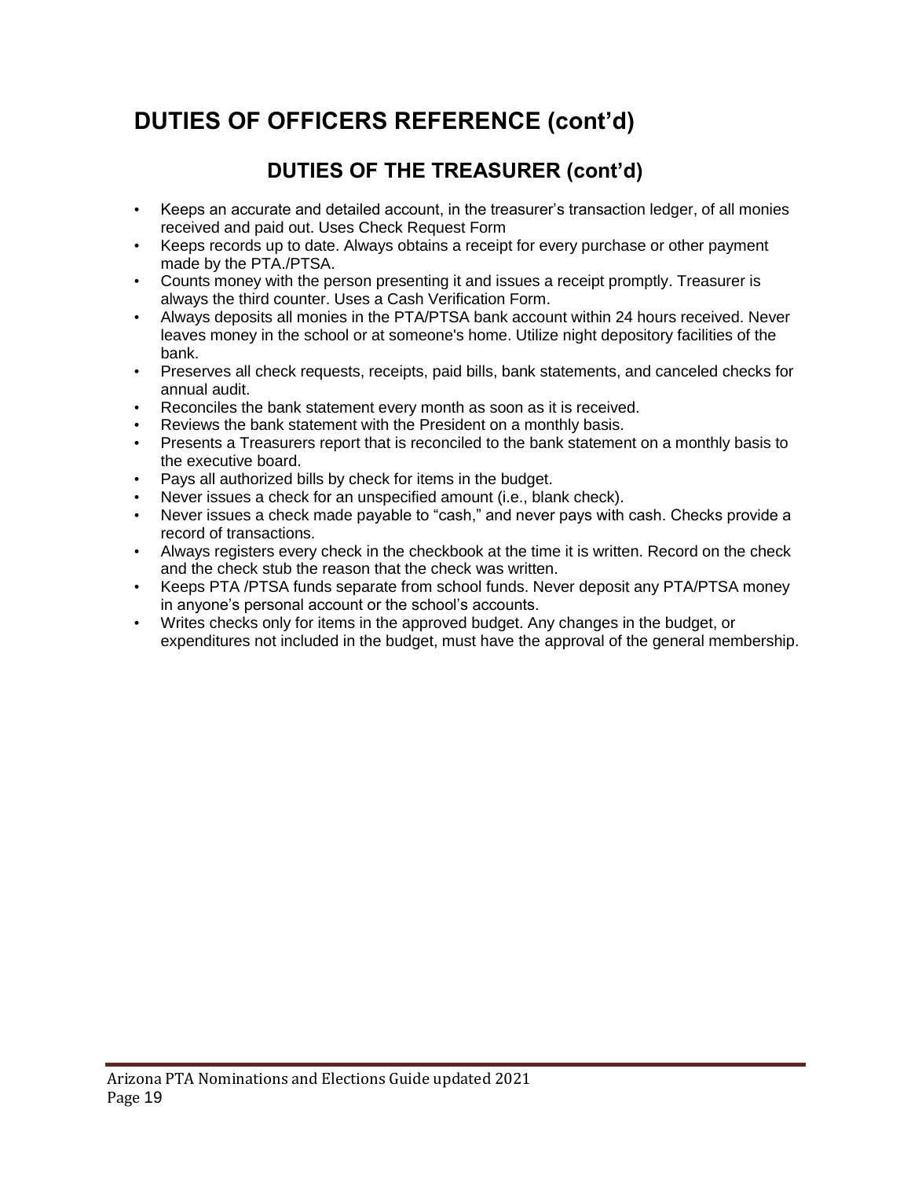# DUTIES OF OFFICERS REFERENCE (cont'd)

## DUTIES OF THE TREASURER (cont'd)

- Keeps an accurate and detailed account, in the treasurer's transaction ledger, of all monies received and paid out. Uses Check Request Form
- Keeps records up to date. Always obtains a receipt for every purchase or other payment made by the PTA./PTSA.
- Counts money with the person presenting it and issues a receipt promptly. Treasurer is always the third counter. Uses a Cash Verification Form.
- Always deposits all monies in the PTA/PTSA bank account within 24 hours received. Never leaves money in the school or at someone's home. Utilize night depository facilities of the bank.
- Preserves all check requests, receipts, paid bills, bank statements, and canceled checks for annual audit.
- Reconciles the bank statement every month as soon as it is received.
- Reviews the bank statement with the President on a monthly basis.
- Presents a Treasurers report that is reconciled to the bank statement on a monthly basis to the executive board.
- Pays all authorized bills by check for items in the budget.
- Never issues a check for an unspecified amount (i.e., blank check).
- Never issues a check made payable to "cash," and never pays with cash. Checks provide a record of transactions.
- Always registers every check in the checkbook at the time it is written. Record on the check and the check stub the reason that the check was written.
- Keeps PTA /PTSA funds separate from school funds. Never deposit any PTA/PTSA money in anyone's personal account or the school's accounts.
- Writes checks only for items in the approved budget. Any changes in the budget, or expenditures not included in the budget, must have the approval of the general membership.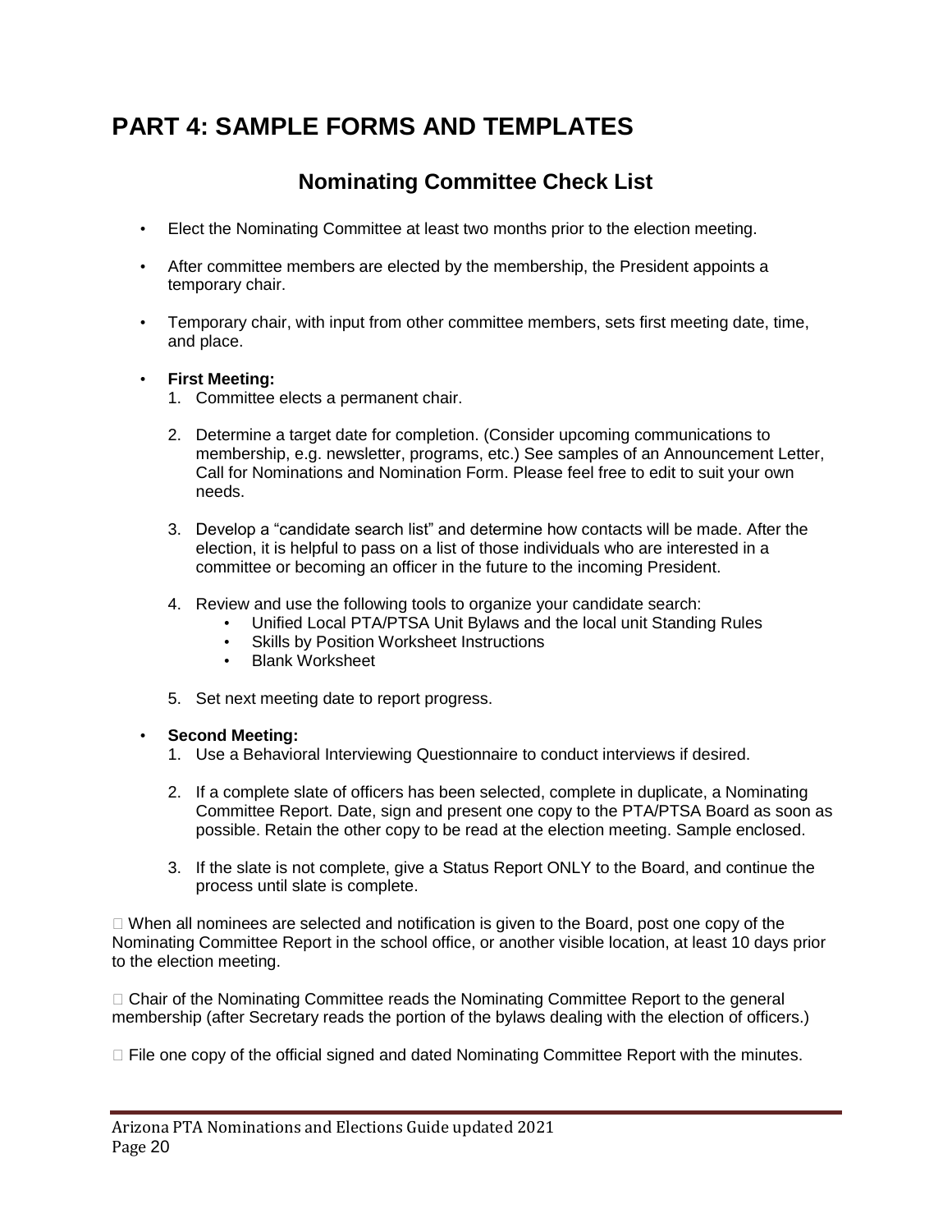# PART 4: SAMPLE FORMS AND TEMPLATES

## Nominating Committee Check List

- Elect the Nominating Committee at least two months prior to the election meeting.
- After committee members are elected by the membership, the President appoints a temporary chair.
- Temporary chair, with input from other committee members, sets first meeting date, time, and place.
- **First Meeting:**
  1. Committee elects a permanent chair.
  2. Determine a target date for completion. (Consider upcoming communications to membership, e.g. newsletter, programs, etc.) See samples of an Announcement Letter, Call for Nominations and Nomination Form. Please feel free to edit to suit your own needs.
  3. Develop a "candidate search list" and determine how contacts will be made. After the election, it is helpful to pass on a list of those individuals who are interested in a committee or becoming an officer in the future to the incoming President.
  4. Review and use the following tools to organize your candidate search:
     - Unified Local PTA/PTSA Unit Bylaws and the local unit Standing Rules
     - Skills by Position Worksheet Instructions
     - Blank Worksheet
  5. Set next meeting date to report progress.
- **Second Meeting:**
  1. Use a Behavioral Interviewing Questionnaire to conduct interviews if desired.
  2. If a complete slate of officers has been selected, complete in duplicate, a Nominating Committee Report. Date, sign and present one copy to the PTA/PTSA Board as soon as possible. Retain the other copy to be read at the election meeting. Sample enclosed.
  3. If the slate is not complete, give a Status Report ONLY to the Board, and continue the process until slate is complete.

☐ When all nominees are selected and notification is given to the Board, post one copy of the Nominating Committee Report in the school office, or another visible location, at least 10 days prior to the election meeting.

☐ Chair of the Nominating Committee reads the Nominating Committee Report to the general membership (after Secretary reads the portion of the bylaws dealing with the election of officers.)

☐ File one copy of the official signed and dated Nominating Committee Report with the minutes.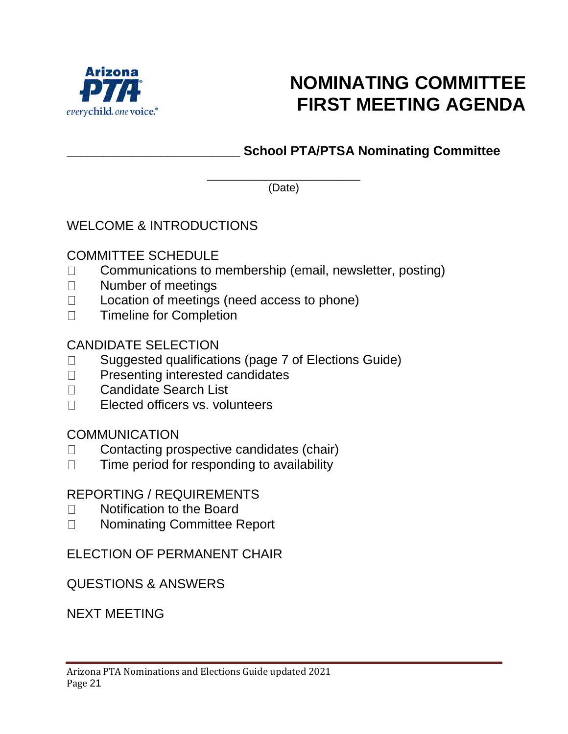# NOMINATING COMMITTEE FIRST MEETING AGENDA

**_________________________ School PTA/PTSA Nominating Committee**

_______________________
(Date)

WELCOME & INTRODUCTIONS

COMMITTEE SCHEDULE

- ☐ Communications to membership (email, newsletter, posting)
- ☐ Number of meetings
- ☐ Location of meetings (need access to phone)
- ☐ Timeline for Completion

CANDIDATE SELECTION

- ☐ Suggested qualifications (page 7 of Elections Guide)
- ☐ Presenting interested candidates
- ☐ Candidate Search List
- ☐ Elected officers vs. volunteers

COMMUNICATION

- ☐ Contacting prospective candidates (chair)
- ☐ Time period for responding to availability

REPORTING / REQUIREMENTS

- ☐ Notification to the Board
- ☐ Nominating Committee Report

ELECTION OF PERMANENT CHAIR

QUESTIONS & ANSWERS

NEXT MEETING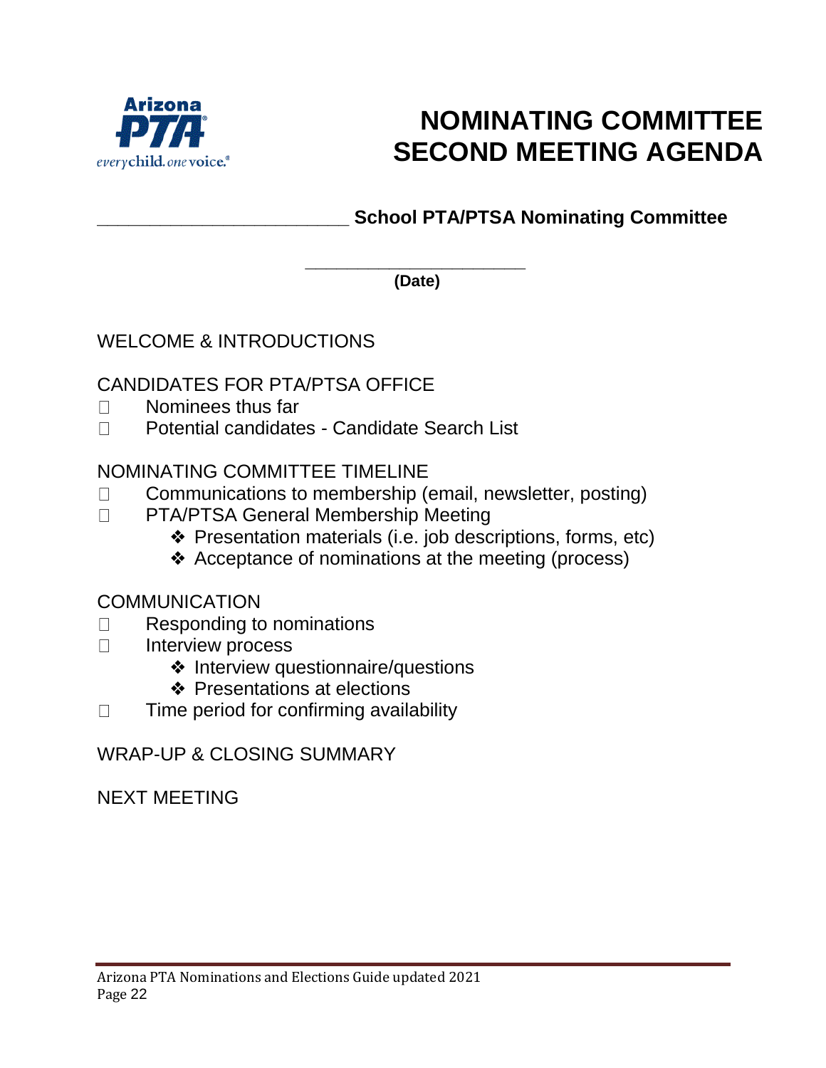# NOMINATING COMMITTEE SECOND MEETING AGENDA

**________________________ School PTA/PTSA Nominating Committee**

______________________
**(Date)**

WELCOME & INTRODUCTIONS

CANDIDATES FOR PTA/PTSA OFFICE

- Nominees thus far
- Potential candidates - Candidate Search List

NOMINATING COMMITTEE TIMELINE

- Communications to membership (email, newsletter, posting)
- PTA/PTSA General Membership Meeting
    - Presentation materials (i.e. job descriptions, forms, etc)
    - Acceptance of nominations at the meeting (process)

COMMUNICATION

- Responding to nominations
- Interview process
    - Interview questionnaire/questions
    - Presentations at elections
- Time period for confirming availability

WRAP-UP & CLOSING SUMMARY

NEXT MEETING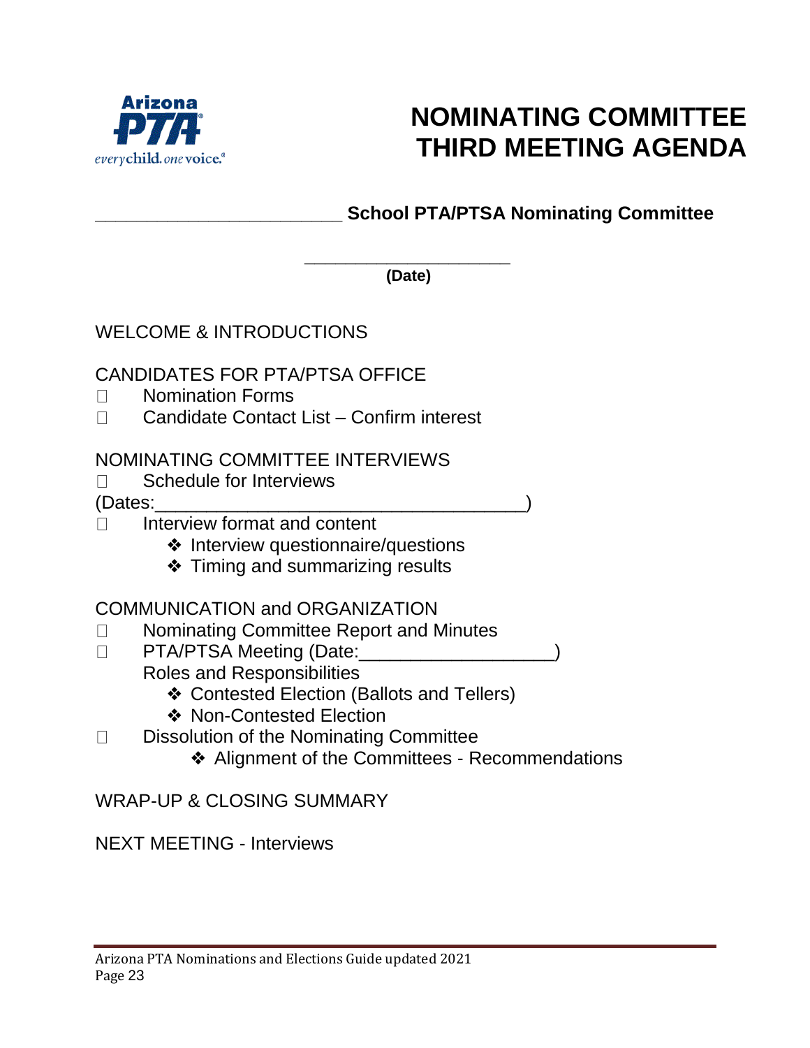# NOMINATING COMMITTEE THIRD MEETING AGENDA

**_________________________ School PTA/PTSA Nominating Committee**

_____________________
**(Date)**

WELCOME & INTRODUCTIONS

CANDIDATES FOR PTA/PTSA OFFICE

- ☐ Nomination Forms
- ☐ Candidate Contact List – Confirm interest

NOMINATING COMMITTEE INTERVIEWS

- ☐ Schedule for Interviews

(Dates:_____________________________________)

- ☐ Interview format and content
  - ❖ Interview questionnaire/questions
  - ❖ Timing and summarizing results

COMMUNICATION and ORGANIZATION

- ☐ Nominating Committee Report and Minutes
- ☐ PTA/PTSA Meeting (Date:___________________)
  Roles and Responsibilities
  - ❖ Contested Election (Ballots and Tellers)
  - ❖ Non-Contested Election
- ☐ Dissolution of the Nominating Committee
  - ❖ Alignment of the Committees - Recommendations

WRAP-UP & CLOSING SUMMARY

NEXT MEETING - Interviews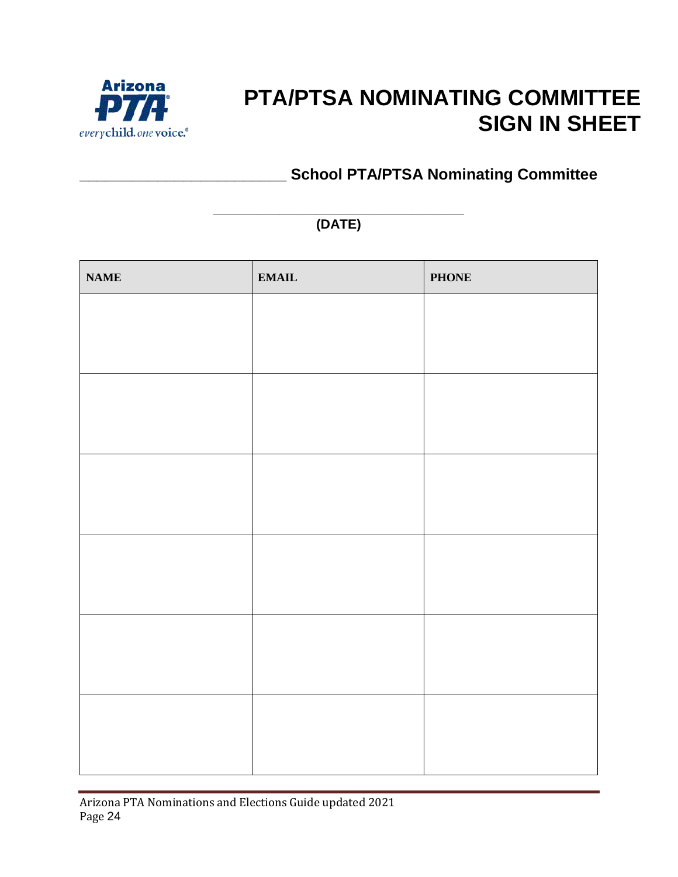# PTA/PTSA NOMINATING COMMITTEE SIGN IN SHEET

**___________________________ School PTA/PTSA Nominating Committee**

_________________________________

**(DATE)**

| NAME | EMAIL | PHONE |
|---|---|---|
| | | |
| | | |
| | | |
| | | |
| | | |
| | | |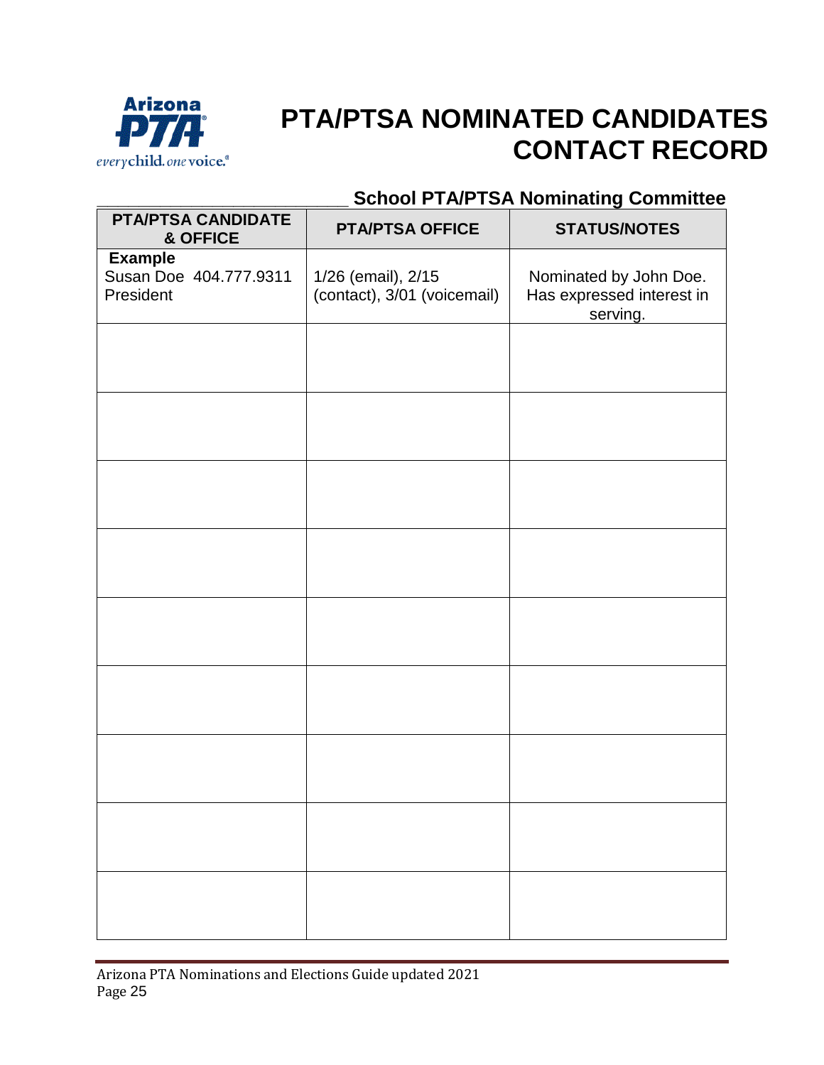# PTA/PTSA NOMINATED CANDIDATES CONTACT RECORD

______________________ **School PTA/PTSA Nominating Committee**

| PTA/PTSA CANDIDATE & OFFICE | PTA/PTSA OFFICE | STATUS/NOTES |
|---|---|---|
| **Example** Susan Doe 404.777.9311 President | 1/26 (email), 2/15 (contact), 3/01 (voicemail) | Nominated by John Doe. Has expressed interest in serving. |
| | | |
| | | |
| | | |
| | | |
| | | |
| | | |
| | | |
| | | |
| | | |

Arizona PTA Nominations and Elections Guide updated 2021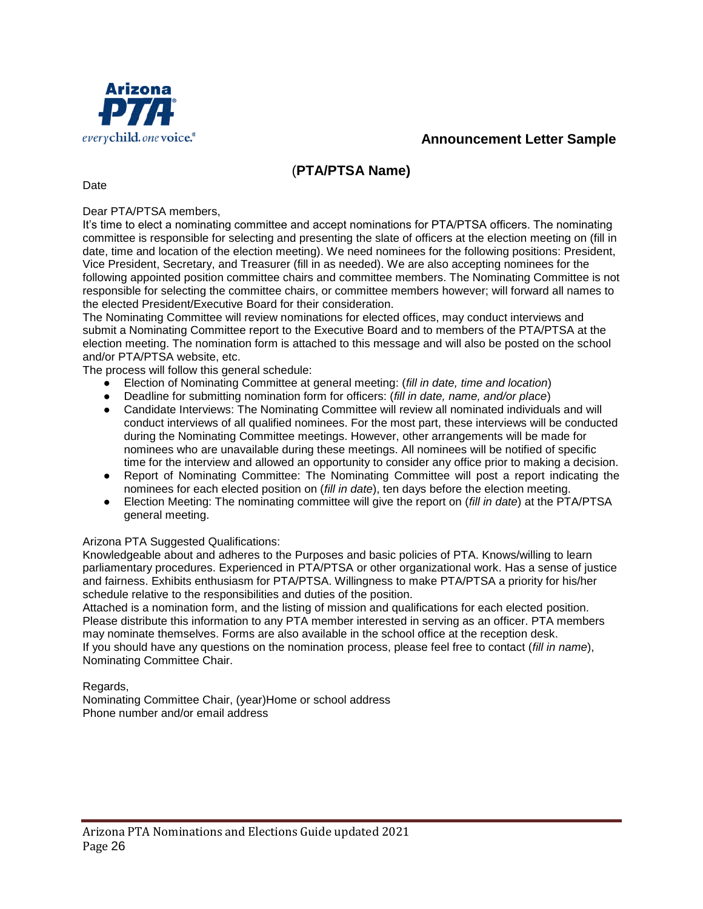## Announcement Letter Sample

### (PTA/PTSA Name)

Date

Dear PTA/PTSA members,

It's time to elect a nominating committee and accept nominations for PTA/PTSA officers. The nominating committee is responsible for selecting and presenting the slate of officers at the election meeting on (fill in date, time and location of the election meeting). We need nominees for the following positions: President, Vice President, Secretary, and Treasurer (fill in as needed). We are also accepting nominees for the following appointed position committee chairs and committee members. The Nominating Committee is not responsible for selecting the committee chairs, or committee members however; will forward all names to the elected President/Executive Board for their consideration.

The Nominating Committee will review nominations for elected offices, may conduct interviews and submit a Nominating Committee report to the Executive Board and to members of the PTA/PTSA at the election meeting. The nomination form is attached to this message and will also be posted on the school and/or PTA/PTSA website, etc.

The process will follow this general schedule:

- Election of Nominating Committee at general meeting: (*fill in date, time and location*)
- Deadline for submitting nomination form for officers: (*fill in date, name, and/or place*)
- Candidate Interviews: The Nominating Committee will review all nominated individuals and will conduct interviews of all qualified nominees. For the most part, these interviews will be conducted during the Nominating Committee meetings. However, other arrangements will be made for nominees who are unavailable during these meetings. All nominees will be notified of specific time for the interview and allowed an opportunity to consider any office prior to making a decision.
- Report of Nominating Committee: The Nominating Committee will post a report indicating the nominees for each elected position on (*fill in date*), ten days before the election meeting.
- Election Meeting: The nominating committee will give the report on (*fill in date*) at the PTA/PTSA general meeting.

Arizona PTA Suggested Qualifications:

Knowledgeable about and adheres to the Purposes and basic policies of PTA. Knows/willing to learn parliamentary procedures. Experienced in PTA/PTSA or other organizational work. Has a sense of justice and fairness. Exhibits enthusiasm for PTA/PTSA. Willingness to make PTA/PTSA a priority for his/her schedule relative to the responsibilities and duties of the position.

Attached is a nomination form, and the listing of mission and qualifications for each elected position. Please distribute this information to any PTA member interested in serving as an officer. PTA members may nominate themselves. Forms are also available in the school office at the reception desk.

If you should have any questions on the nomination process, please feel free to contact (*fill in name*), Nominating Committee Chair.

Regards,

Nominating Committee Chair, (year)Home or school address

Phone number and/or email address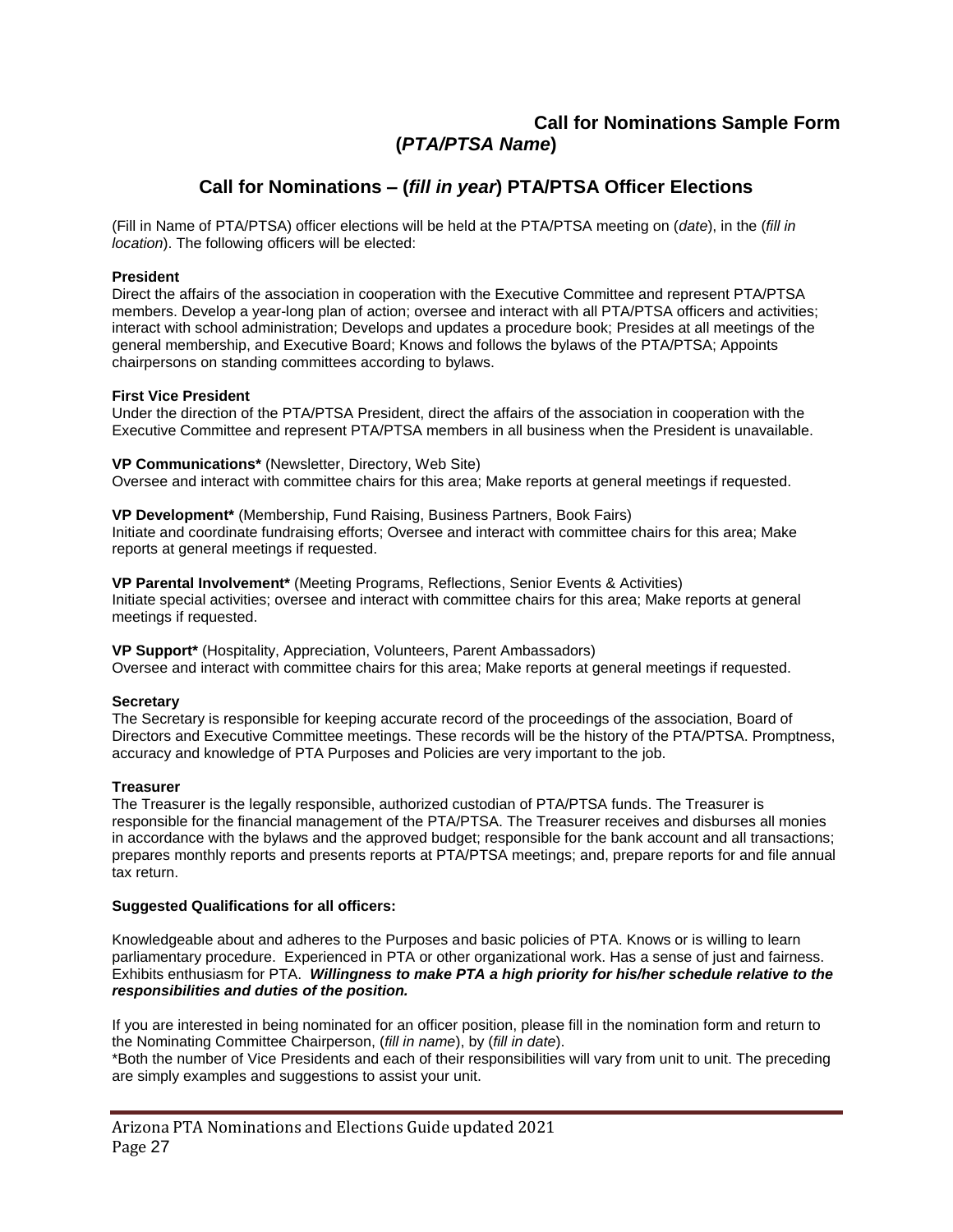**Call for Nominations Sample Form**
**(*PTA/PTSA Name*)**

## Call for Nominations – (*fill in year*) PTA/PTSA Officer Elections

(Fill in Name of PTA/PTSA) officer elections will be held at the PTA/PTSA meeting on (*date*), in the (*fill in location*). The following officers will be elected:

**President**
Direct the affairs of the association in cooperation with the Executive Committee and represent PTA/PTSA members. Develop a year-long plan of action; oversee and interact with all PTA/PTSA officers and activities; interact with school administration; Develops and updates a procedure book; Presides at all meetings of the general membership, and Executive Board; Knows and follows the bylaws of the PTA/PTSA; Appoints chairpersons on standing committees according to bylaws.

**First Vice President**
Under the direction of the PTA/PTSA President, direct the affairs of the association in cooperation with the Executive Committee and represent PTA/PTSA members in all business when the President is unavailable.

**VP Communications*** (Newsletter, Directory, Web Site)
Oversee and interact with committee chairs for this area; Make reports at general meetings if requested.

**VP Development*** (Membership, Fund Raising, Business Partners, Book Fairs)
Initiate and coordinate fundraising efforts; Oversee and interact with committee chairs for this area; Make reports at general meetings if requested.

**VP Parental Involvement*** (Meeting Programs, Reflections, Senior Events & Activities)
Initiate special activities; oversee and interact with committee chairs for this area; Make reports at general meetings if requested.

**VP Support*** (Hospitality, Appreciation, Volunteers, Parent Ambassadors)
Oversee and interact with committee chairs for this area; Make reports at general meetings if requested.

**Secretary**
The Secretary is responsible for keeping accurate record of the proceedings of the association, Board of Directors and Executive Committee meetings. These records will be the history of the PTA/PTSA. Promptness, accuracy and knowledge of PTA Purposes and Policies are very important to the job.

**Treasurer**
The Treasurer is the legally responsible, authorized custodian of PTA/PTSA funds. The Treasurer is responsible for the financial management of the PTA/PTSA. The Treasurer receives and disburses all monies in accordance with the bylaws and the approved budget; responsible for the bank account and all transactions; prepares monthly reports and presents reports at PTA/PTSA meetings; and, prepare reports for and file annual tax return.

**Suggested Qualifications for all officers:**

Knowledgeable about and adheres to the Purposes and basic policies of PTA. Knows or is willing to learn parliamentary procedure. Experienced in PTA or other organizational work. Has a sense of just and fairness. Exhibits enthusiasm for PTA. ***Willingness to make PTA a high priority for his/her schedule relative to the responsibilities and duties of the position.***

If you are interested in being nominated for an officer position, please fill in the nomination form and return to the Nominating Committee Chairperson, (*fill in name*), by (*fill in date*).
*Both the number of Vice Presidents and each of their responsibilities will vary from unit to unit. The preceding are simply examples and suggestions to assist your unit.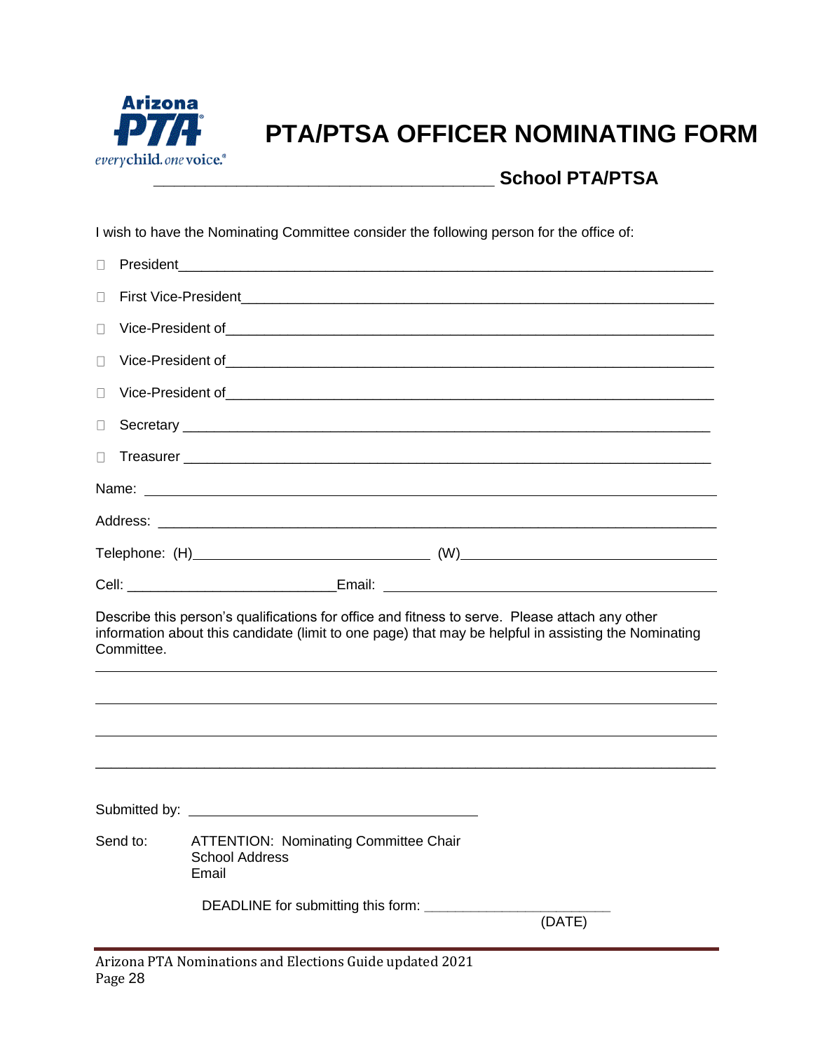# PTA/PTSA OFFICER NOMINATING FORM

**_________________________________ School PTA/PTSA**

I wish to have the Nominating Committee consider the following person for the office of:

- ☐ President_______________________________________________________________
- ☐ First Vice-President______________________________________________________
- ☐ Vice-President of________________________________________________________
- ☐ Vice-President of________________________________________________________
- ☐ Vice-President of________________________________________________________
- ☐ Secretary ______________________________________________________________
- ☐ Treasurer ______________________________________________________________

Name: ___________________________________________________________________

Address: _________________________________________________________________

Telephone: (H)___________________________ (W)_____________________________

Cell: ________________________Email: _____________________________________

Describe this person's qualifications for office and fitness to serve. Please attach any other information about this candidate (limit to one page) that may be helpful in assisting the Nominating Committee.

_________________________________________________________________________

_________________________________________________________________________

_________________________________________________________________________

_________________________________________________________________________

Submitted by: _________________________________

Send to: ATTENTION: Nominating Committee Chair
School Address
Email

DEADLINE for submitting this form: ______________________
(DATE)

Arizona PTA Nominations and Elections Guide updated 2021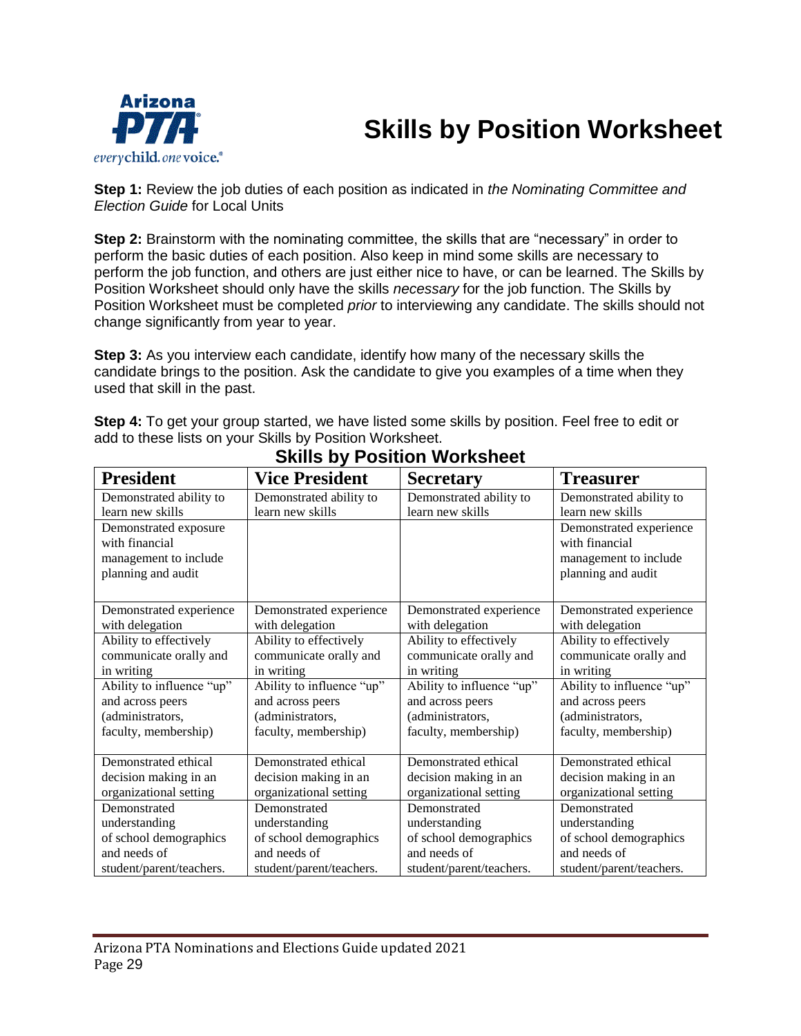# Skills by Position Worksheet

**Step 1:** Review the job duties of each position as indicated in *the Nominating Committee and Election Guide* for Local Units

**Step 2:** Brainstorm with the nominating committee, the skills that are "necessary" in order to perform the basic duties of each position. Also keep in mind some skills are necessary to perform the job function, and others are just either nice to have, or can be learned. The Skills by Position Worksheet should only have the skills *necessary* for the job function. The Skills by Position Worksheet must be completed *prior* to interviewing any candidate. The skills should not change significantly from year to year.

**Step 3:** As you interview each candidate, identify how many of the necessary skills the candidate brings to the position. Ask the candidate to give you examples of a time when they used that skill in the past.

**Step 4:** To get your group started, we have listed some skills by position. Feel free to edit or add to these lists on your Skills by Position Worksheet.

## Skills by Position Worksheet

| President | Vice President | Secretary | Treasurer |
|---|---|---|---|
| Demonstrated ability to learn new skills | Demonstrated ability to learn new skills | Demonstrated ability to learn new skills | Demonstrated ability to learn new skills |
| Demonstrated exposure with financial management to include planning and audit | | | Demonstrated experience with financial management to include planning and audit |
| Demonstrated experience with delegation | Demonstrated experience with delegation | Demonstrated experience with delegation | Demonstrated experience with delegation |
| Ability to effectively communicate orally and in writing | Ability to effectively communicate orally and in writing | Ability to effectively communicate orally and in writing | Ability to effectively communicate orally and in writing |
| Ability to influence "up" and across peers (administrators, faculty, membership) | Ability to influence "up" and across peers (administrators, faculty, membership) | Ability to influence "up" and across peers (administrators, faculty, membership) | Ability to influence "up" and across peers (administrators, faculty, membership) |
| Demonstrated ethical decision making in an organizational setting | Demonstrated ethical decision making in an organizational setting | Demonstrated ethical decision making in an organizational setting | Demonstrated ethical decision making in an organizational setting |
| Demonstrated understanding of school demographics and needs of student/parent/teachers. | Demonstrated understanding of school demographics and needs of student/parent/teachers. | Demonstrated understanding of school demographics and needs of student/parent/teachers. | Demonstrated understanding of school demographics and needs of student/parent/teachers. |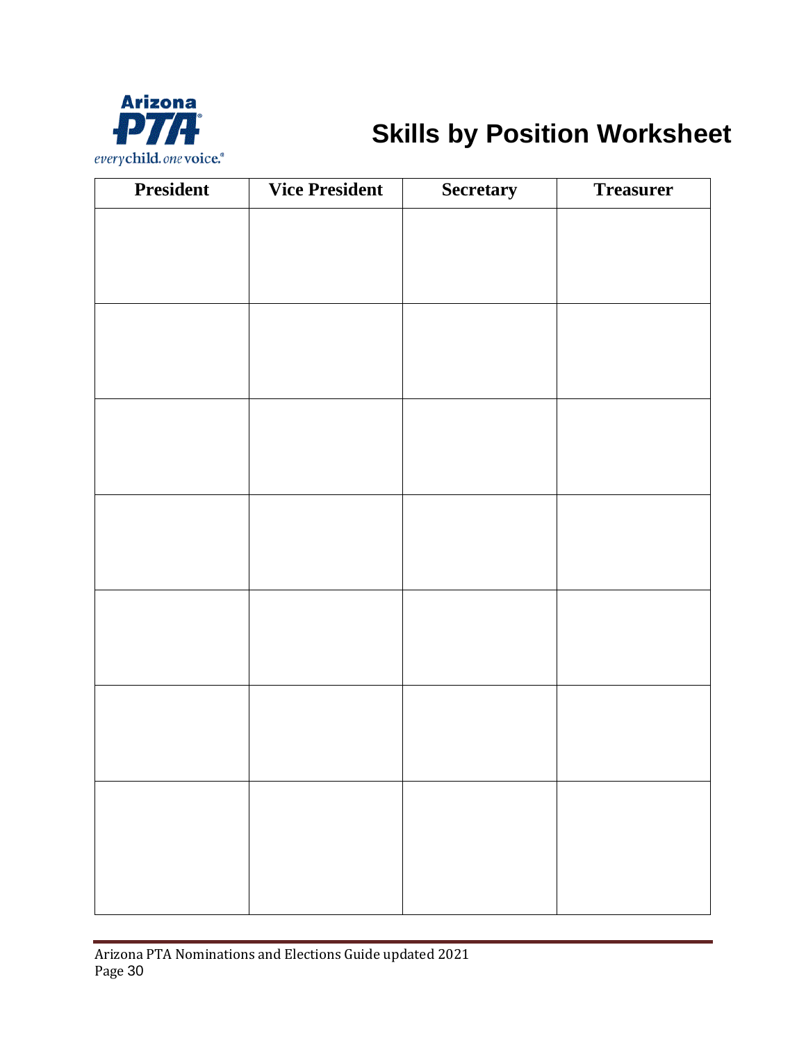# Skills by Position Worksheet

| President | Vice President | Secretary | Treasurer |
|---|---|---|---|
| | | | |
| | | | |
| | | | |
| | | | |
| | | | |
| | | | |
| | | | |

Arizona PTA Nominations and Elections Guide updated 2021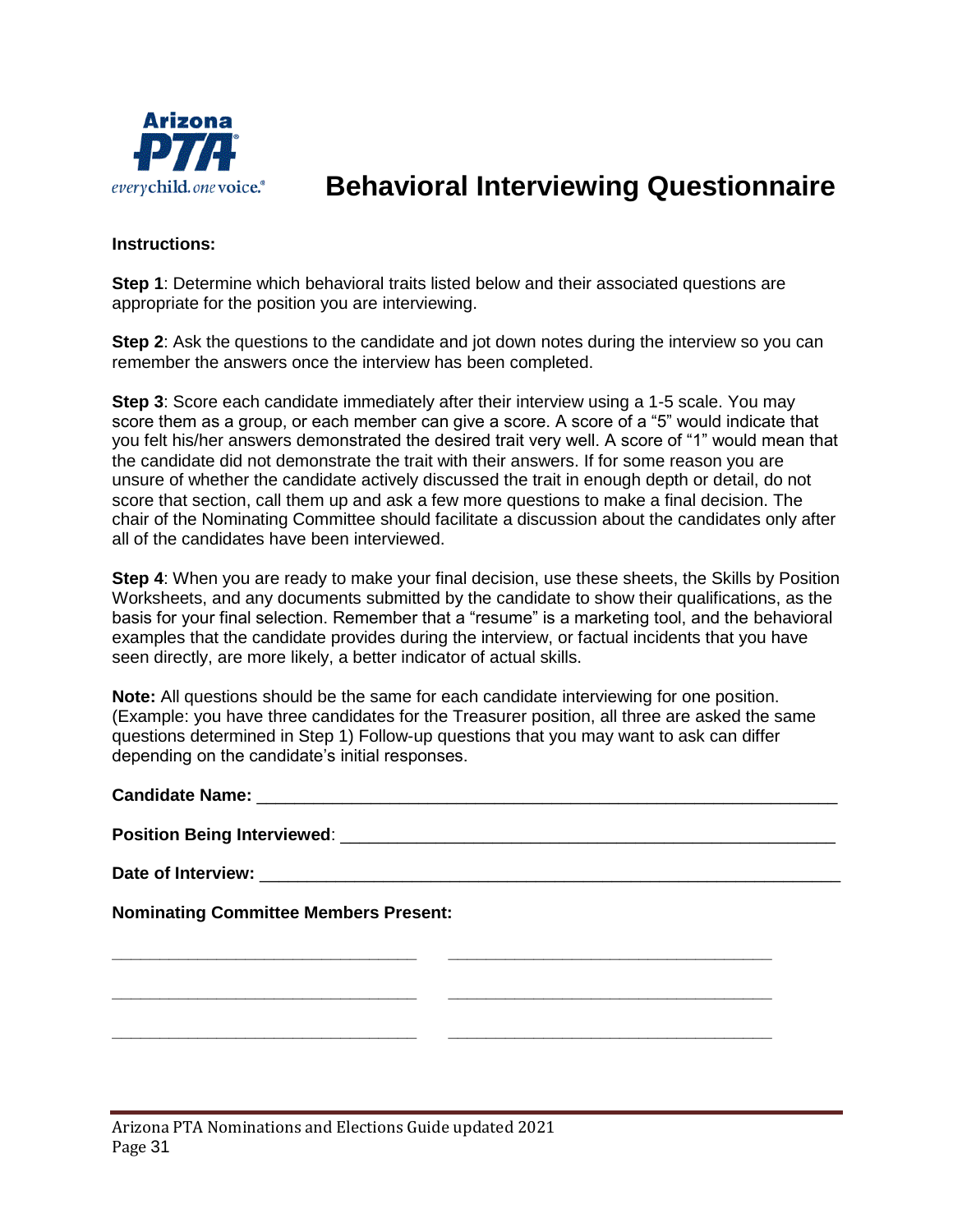# Behavioral Interviewing Questionnaire

**Instructions:**

**Step 1**: Determine which behavioral traits listed below and their associated questions are appropriate for the position you are interviewing.

**Step 2**: Ask the questions to the candidate and jot down notes during the interview so you can remember the answers once the interview has been completed.

**Step 3**: Score each candidate immediately after their interview using a 1-5 scale. You may score them as a group, or each member can give a score. A score of a "5" would indicate that you felt his/her answers demonstrated the desired trait very well. A score of "1" would mean that the candidate did not demonstrate the trait with their answers. If for some reason you are unsure of whether the candidate actively discussed the trait in enough depth or detail, do not score that section, call them up and ask a few more questions to make a final decision. The chair of the Nominating Committee should facilitate a discussion about the candidates only after all of the candidates have been interviewed.

**Step 4**: When you are ready to make your final decision, use these sheets, the Skills by Position Worksheets, and any documents submitted by the candidate to show their qualifications, as the basis for your final selection. Remember that a "resume" is a marketing tool, and the behavioral examples that the candidate provides during the interview, or factual incidents that you have seen directly, are more likely, a better indicator of actual skills.

**Note:** All questions should be the same for each candidate interviewing for one position. (Example: you have three candidates for the Treasurer position, all three are asked the same questions determined in Step 1) Follow-up questions that you may want to ask can differ depending on the candidate's initial responses.

**Candidate Name:** ____________________________________________________________

**Position Being Interviewed**: ____________________________________________________

**Date of Interview:** ___________________________________________________________

**Nominating Committee Members Present:**

_________________________________ _________________________________

_________________________________ _________________________________

_________________________________ _________________________________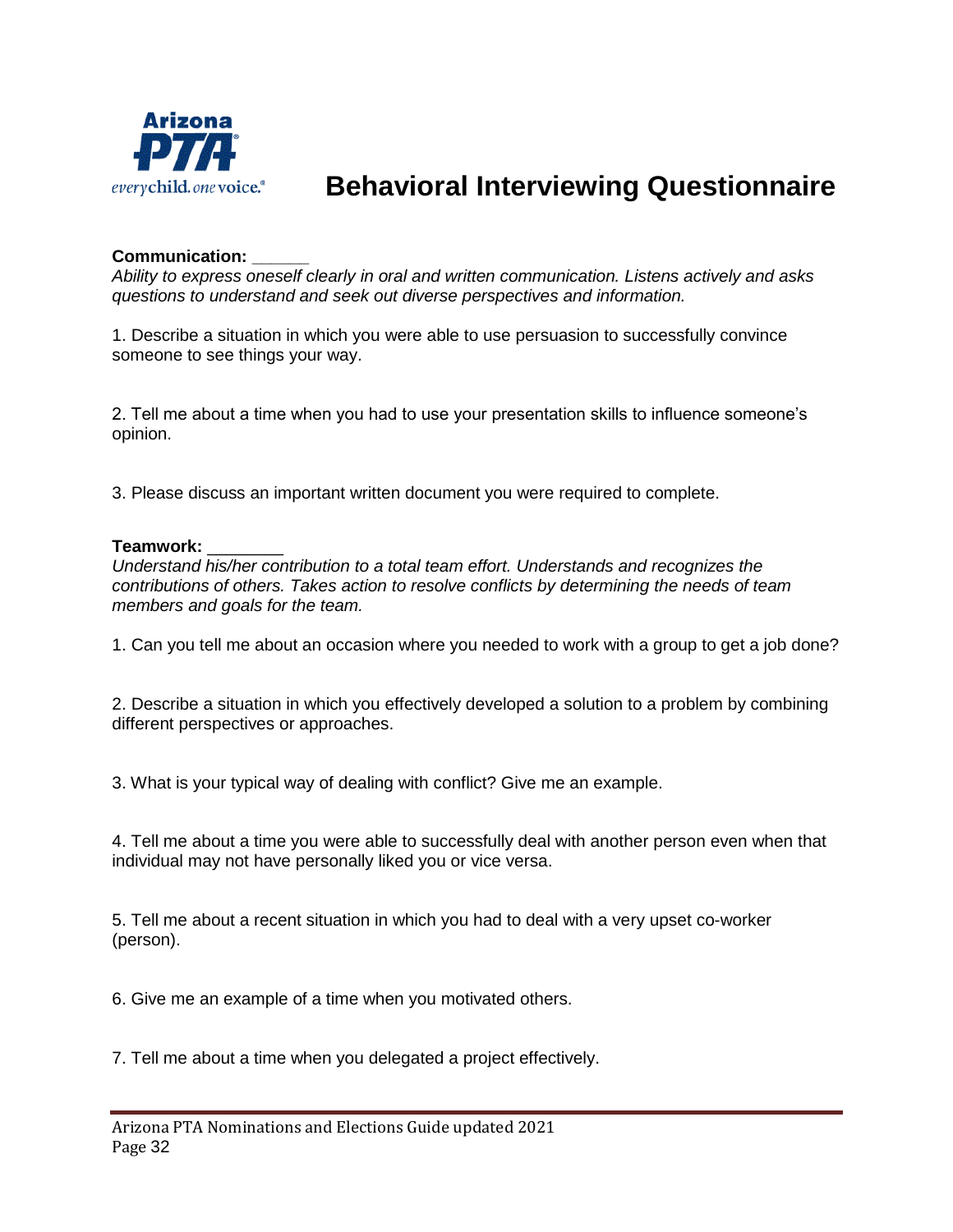# Behavioral Interviewing Questionnaire

**Communication: ______**
*Ability to express oneself clearly in oral and written communication. Listens actively and asks questions to understand and seek out diverse perspectives and information.*

1. Describe a situation in which you were able to use persuasion to successfully convince someone to see things your way.

2. Tell me about a time when you had to use your presentation skills to influence someone's opinion.

3. Please discuss an important written document you were required to complete.

**Teamwork: ________**
*Understand his/her contribution to a total team effort. Understands and recognizes the contributions of others. Takes action to resolve conflicts by determining the needs of team members and goals for the team.*

1. Can you tell me about an occasion where you needed to work with a group to get a job done?

2. Describe a situation in which you effectively developed a solution to a problem by combining different perspectives or approaches.

3. What is your typical way of dealing with conflict? Give me an example.

4. Tell me about a time you were able to successfully deal with another person even when that individual may not have personally liked you or vice versa.

5. Tell me about a recent situation in which you had to deal with a very upset co-worker (person).

6. Give me an example of a time when you motivated others.

7. Tell me about a time when you delegated a project effectively.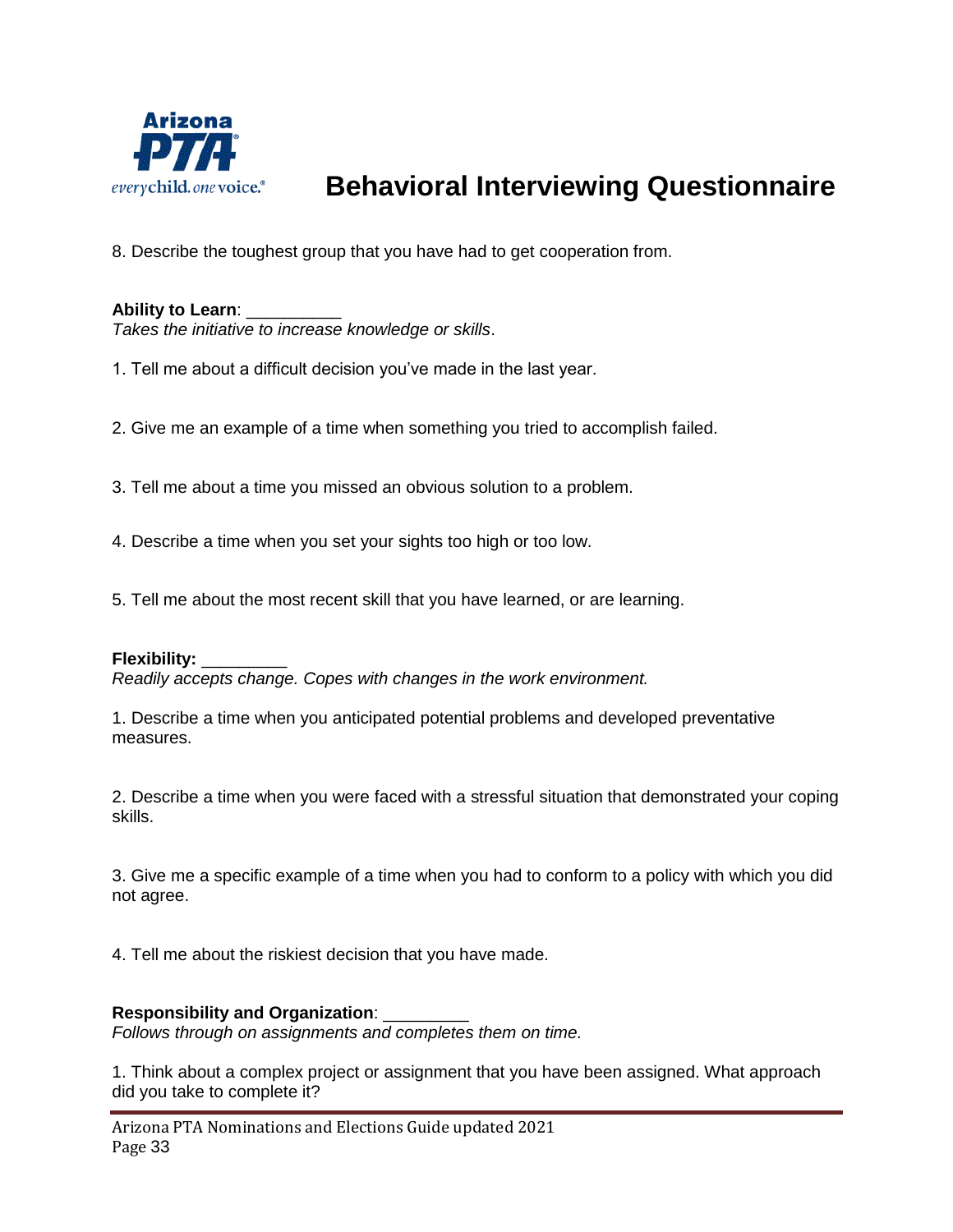# Behavioral Interviewing Questionnaire

8. Describe the toughest group that you have had to get cooperation from.

**Ability to Learn**: __________
*Takes the initiative to increase knowledge or skills*.

1. Tell me about a difficult decision you've made in the last year.

2. Give me an example of a time when something you tried to accomplish failed.

3. Tell me about a time you missed an obvious solution to a problem.

4. Describe a time when you set your sights too high or too low.

5. Tell me about the most recent skill that you have learned, or are learning.

**Flexibility:** _________
*Readily accepts change. Copes with changes in the work environment.*

1. Describe a time when you anticipated potential problems and developed preventative measures.

2. Describe a time when you were faced with a stressful situation that demonstrated your coping skills.

3. Give me a specific example of a time when you had to conform to a policy with which you did not agree.

4. Tell me about the riskiest decision that you have made.

**Responsibility and Organization**: _________
*Follows through on assignments and completes them on time.*

1. Think about a complex project or assignment that you have been assigned. What approach did you take to complete it?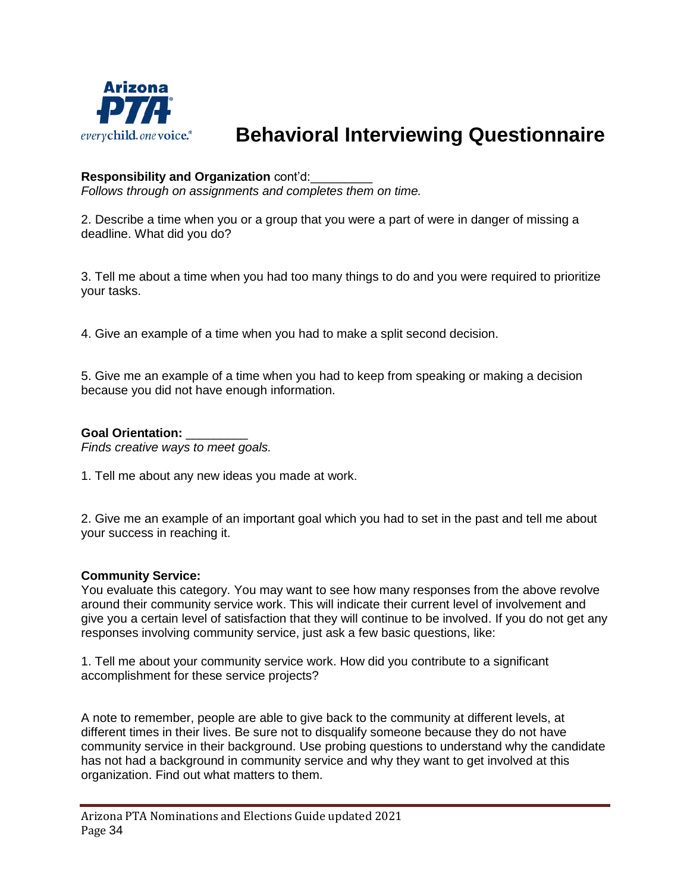# Behavioral Interviewing Questionnaire

**Responsibility and Organization** cont'd:_________
*Follows through on assignments and completes them on time.*

2. Describe a time when you or a group that you were a part of were in danger of missing a deadline. What did you do?

3. Tell me about a time when you had too many things to do and you were required to prioritize your tasks.

4. Give an example of a time when you had to make a split second decision.

5. Give me an example of a time when you had to keep from speaking or making a decision because you did not have enough information.

**Goal Orientation:** _________
*Finds creative ways to meet goals.*

1. Tell me about any new ideas you made at work.

2. Give me an example of an important goal which you had to set in the past and tell me about your success in reaching it.

**Community Service:**
You evaluate this category. You may want to see how many responses from the above revolve around their community service work. This will indicate their current level of involvement and give you a certain level of satisfaction that they will continue to be involved. If you do not get any responses involving community service, just ask a few basic questions, like:

1. Tell me about your community service work. How did you contribute to a significant accomplishment for these service projects?

A note to remember, people are able to give back to the community at different levels, at different times in their lives. Be sure not to disqualify someone because they do not have community service in their background. Use probing questions to understand why the candidate has not had a background in community service and why they want to get involved at this organization. Find out what matters to them.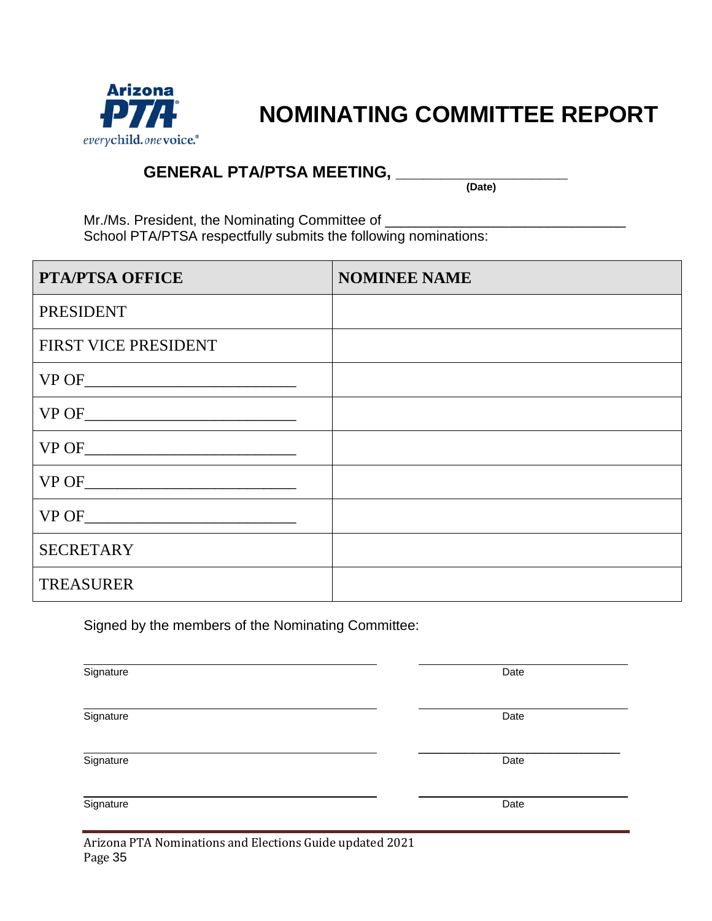# NOMINATING COMMITTEE REPORT

**GENERAL PTA/PTSA MEETING, ____________________**
**(Date)**

Mr./Ms. President, the Nominating Committee of ______________________________ School PTA/PTSA respectfully submits the following nominations:

| PTA/PTSA OFFICE | NOMINEE NAME |
|---|---|
| PRESIDENT | |
| FIRST VICE PRESIDENT | |
| VP OF__________________________ | |
| VP OF__________________________ | |
| VP OF__________________________ | |
| VP OF__________________________ | |
| VP OF__________________________ | |
| SECRETARY | |
| TREASURER | |

Signed by the members of the Nominating Committee:

_______________________________ _______________________
Signature Date

_______________________________ _______________________
Signature Date

_______________________________ _______________________
Signature Date

_______________________________ _______________________
Signature Date

Arizona PTA Nominations and Elections Guide updated 2021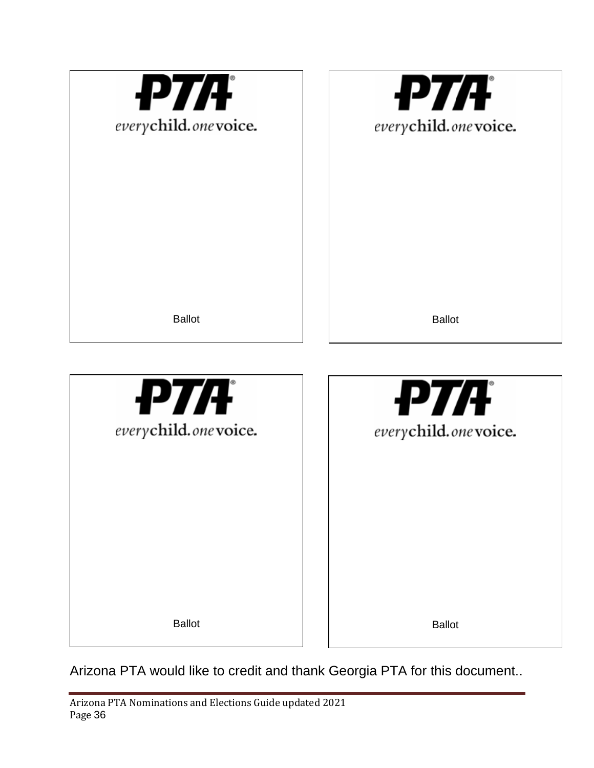PTA®

*every* **child.** *one* **voice.**

Ballot

PTA®

*every* **child.** *one* **voice.**

Ballot

PTA®

*every* **child.** *one* **voice.**

Ballot

PTA®

*every* **child.** *one* **voice.**

Ballot

Arizona PTA would like to credit and thank Georgia PTA for this document..